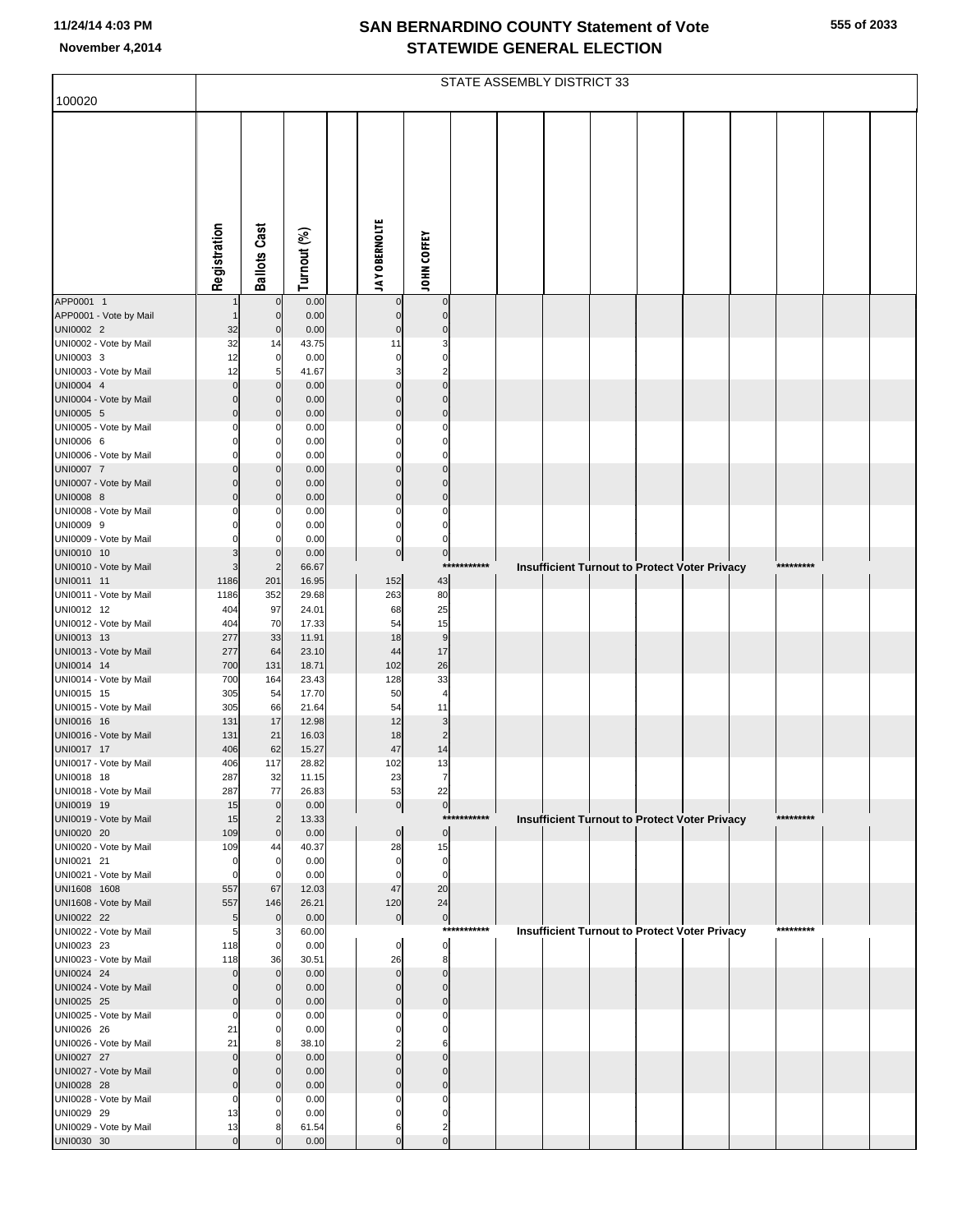# SAN BERNARDINO COUNTY Statement of Vote
## STATEWIDE GENERAL ELECTION

November 4,2014

STATE ASSEMBLY DISTRICT 33

100020

| | Registration | Ballots Cast | Turnout (%) | | JAY OBERNOLTE | JOHN COFFEY | | | | | | | | | |
|---|---|---|---|---|---|---|---|---|---|---|---|---|---|---|---|
| APP0001 1 | 1 | 0 | 0.00 | | 0 | 0 | | | | | | | | | |
| APP0001 - Vote by Mail | 1 | 0 | 0.00 | | 0 | 0 | | | | | | | | | |
| UNI0002 2 | 32 | 0 | 0.00 | | 0 | 0 | | | | | | | | | |
| UNI0002 - Vote by Mail | 32 | 14 | 43.75 | | 11 | 3 | | | | | | | | | |
| UNI0003 3 | 12 | 0 | 0.00 | | 0 | 0 | | | | | | | | | |
| UNI0003 - Vote by Mail | 12 | 5 | 41.67 | | 3 | 2 | | | | | | | | | |
| UNI0004 4 | 0 | 0 | 0.00 | | 0 | 0 | | | | | | | | | |
| UNI0004 - Vote by Mail | 0 | 0 | 0.00 | | 0 | 0 | | | | | | | | | |
| UNI0005 5 | 0 | 0 | 0.00 | | 0 | 0 | | | | | | | | | |
| UNI0005 - Vote by Mail | 0 | 0 | 0.00 | | 0 | 0 | | | | | | | | | |
| UNI0006 6 | 0 | 0 | 0.00 | | 0 | 0 | | | | | | | | | |
| UNI0006 - Vote by Mail | 0 | 0 | 0.00 | | 0 | 0 | | | | | | | | | |
| UNI0007 7 | 0 | 0 | 0.00 | | 0 | 0 | | | | | | | | | |
| UNI0007 - Vote by Mail | 0 | 0 | 0.00 | | 0 | 0 | | | | | | | | | |
| UNI0008 8 | 0 | 0 | 0.00 | | 0 | 0 | | | | | | | | | |
| UNI0008 - Vote by Mail | 0 | 0 | 0.00 | | 0 | 0 | | | | | | | | | |
| UNI0009 9 | 0 | 0 | 0.00 | | 0 | 0 | | | | | | | | | |
| UNI0009 - Vote by Mail | 0 | 0 | 0.00 | | 0 | 0 | | | | | | | | | |
| UNI0010 10 | 3 | 0 | 0.00 | | 0 | 0 | | | | | | | | | |
| UNI0010 - Vote by Mail | 3 | 2 | 66.67 | | | | *********** | Insufficient Turnout to Protect Voter Privacy | | | | | | ********* | |
| UNI0011 11 | 1186 | 201 | 16.95 | | 152 | 43 | | | | | | | | | |
| UNI0011 - Vote by Mail | 1186 | 352 | 29.68 | | 263 | 80 | | | | | | | | | |
| UNI0012 12 | 404 | 97 | 24.01 | | 68 | 25 | | | | | | | | | |
| UNI0012 - Vote by Mail | 404 | 70 | 17.33 | | 54 | 15 | | | | | | | | | |
| UNI0013 13 | 277 | 33 | 11.91 | | 18 | 9 | | | | | | | | | |
| UNI0013 - Vote by Mail | 277 | 64 | 23.10 | | 44 | 17 | | | | | | | | | |
| UNI0014 14 | 700 | 131 | 18.71 | | 102 | 26 | | | | | | | | | |
| UNI0014 - Vote by Mail | 700 | 164 | 23.43 | | 128 | 33 | | | | | | | | | |
| UNI0015 15 | 305 | 54 | 17.70 | | 50 | 4 | | | | | | | | | |
| UNI0015 - Vote by Mail | 305 | 66 | 21.64 | | 54 | 11 | | | | | | | | | |
| UNI0016 16 | 131 | 17 | 12.98 | | 12 | 3 | | | | | | | | | |
| UNI0016 - Vote by Mail | 131 | 21 | 16.03 | | 18 | 2 | | | | | | | | | |
| UNI0017 17 | 406 | 62 | 15.27 | | 47 | 14 | | | | | | | | | |
| UNI0017 - Vote by Mail | 406 | 117 | 28.82 | | 102 | 13 | | | | | | | | | |
| UNI0018 18 | 287 | 32 | 11.15 | | 23 | 7 | | | | | | | | | |
| UNI0018 - Vote by Mail | 287 | 77 | 26.83 | | 53 | 22 | | | | | | | | | |
| UNI0019 19 | 15 | 0 | 0.00 | | 0 | 0 | | | | | | | | | |
| UNI0019 - Vote by Mail | 15 | 2 | 13.33 | | | | *********** | Insufficient Turnout to Protect Voter Privacy | | | | | | ********* | |
| UNI0020 20 | 109 | 0 | 0.00 | | 0 | 0 | | | | | | | | | |
| UNI0020 - Vote by Mail | 109 | 44 | 40.37 | | 28 | 15 | | | | | | | | | |
| UNI0021 21 | 0 | 0 | 0.00 | | 0 | 0 | | | | | | | | | |
| UNI0021 - Vote by Mail | 0 | 0 | 0.00 | | 0 | 0 | | | | | | | | | |
| UNI1608 1608 | 557 | 67 | 12.03 | | 47 | 20 | | | | | | | | | |
| UNI1608 - Vote by Mail | 557 | 146 | 26.21 | | 120 | 24 | | | | | | | | | |
| UNI0022 22 | 5 | 0 | 0.00 | | 0 | 0 | | | | | | | | | |
| UNI0022 - Vote by Mail | 5 | 3 | 60.00 | | | | *********** | Insufficient Turnout to Protect Voter Privacy | | | | | | ********* | |
| UNI0023 23 | 118 | 0 | 0.00 | | 0 | 0 | | | | | | | | | |
| UNI0023 - Vote by Mail | 118 | 36 | 30.51 | | 26 | 8 | | | | | | | | | |
| UNI0024 24 | 0 | 0 | 0.00 | | 0 | 0 | | | | | | | | | |
| UNI0024 - Vote by Mail | 0 | 0 | 0.00 | | 0 | 0 | | | | | | | | | |
| UNI0025 25 | 0 | 0 | 0.00 | | 0 | 0 | | | | | | | | | |
| UNI0025 - Vote by Mail | 0 | 0 | 0.00 | | 0 | 0 | | | | | | | | | |
| UNI0026 26 | 21 | 0 | 0.00 | | 0 | 0 | | | | | | | | | |
| UNI0026 - Vote by Mail | 21 | 8 | 38.10 | | 2 | 6 | | | | | | | | | |
| UNI0027 27 | 0 | 0 | 0.00 | | 0 | 0 | | | | | | | | | |
| UNI0027 - Vote by Mail | 0 | 0 | 0.00 | | 0 | 0 | | | | | | | | | |
| UNI0028 28 | 0 | 0 | 0.00 | | 0 | 0 | | | | | | | | | |
| UNI0028 - Vote by Mail | 0 | 0 | 0.00 | | 0 | 0 | | | | | | | | | |
| UNI0029 29 | 13 | 0 | 0.00 | | 0 | 0 | | | | | | | | | |
| UNI0029 - Vote by Mail | 13 | 8 | 61.54 | | 6 | 2 | | | | | | | | | |
| UNI0030 30 | 0 | 0 | 0.00 | | 0 | 0 | | | | | | | | | |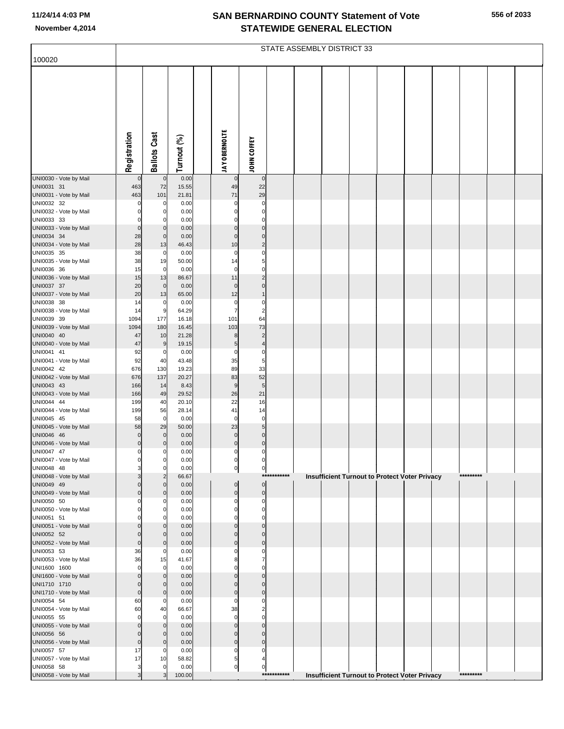# SAN BERNARDINO COUNTY Statement of Vote
## STATEWIDE GENERAL ELECTION

November 4,2014

STATE ASSEMBLY DISTRICT 33

| 100020 | Registration | Ballots Cast | Turnout (%) | | JAY OBERNOLTE | JOHN COFFEY |
|---|---|---|---|---|---|---|
| UNI0030 - Vote by Mail | 0 | 0 | 0.00 | | 0 | 0 |
| UNI0031 31 | 463 | 72 | 15.55 | | 49 | 22 |
| UNI0031 - Vote by Mail | 463 | 101 | 21.81 | | 71 | 29 |
| UNI0032 32 | 0 | 0 | 0.00 | | 0 | 0 |
| UNI0032 - Vote by Mail | 0 | 0 | 0.00 | | 0 | 0 |
| UNI0033 33 | 0 | 0 | 0.00 | | 0 | 0 |
| UNI0033 - Vote by Mail | 0 | 0 | 0.00 | | 0 | 0 |
| UNI0034 34 | 28 | 0 | 0.00 | | 0 | 0 |
| UNI0034 - Vote by Mail | 28 | 13 | 46.43 | | 10 | 2 |
| UNI0035 35 | 38 | 0 | 0.00 | | 0 | 0 |
| UNI0035 - Vote by Mail | 38 | 19 | 50.00 | | 14 | 5 |
| UNI0036 36 | 15 | 0 | 0.00 | | 0 | 0 |
| UNI0036 - Vote by Mail | 15 | 13 | 86.67 | | 11 | 2 |
| UNI0037 37 | 20 | 0 | 0.00 | | 0 | 0 |
| UNI0037 - Vote by Mail | 20 | 13 | 65.00 | | 12 | 1 |
| UNI0038 38 | 14 | 0 | 0.00 | | 0 | 0 |
| UNI0038 - Vote by Mail | 14 | 9 | 64.29 | | 7 | 2 |
| UNI0039 39 | 1094 | 177 | 16.18 | | 101 | 64 |
| UNI0039 - Vote by Mail | 1094 | 180 | 16.45 | | 103 | 73 |
| UNI0040 40 | 47 | 10 | 21.28 | | 8 | 2 |
| UNI0040 - Vote by Mail | 47 | 9 | 19.15 | | 5 | 4 |
| UNI0041 41 | 92 | 0 | 0.00 | | 0 | 0 |
| UNI0041 - Vote by Mail | 92 | 40 | 43.48 | | 35 | 5 |
| UNI0042 42 | 676 | 130 | 19.23 | | 89 | 33 |
| UNI0042 - Vote by Mail | 676 | 137 | 20.27 | | 83 | 52 |
| UNI0043 43 | 166 | 14 | 8.43 | | 9 | 5 |
| UNI0043 - Vote by Mail | 166 | 49 | 29.52 | | 26 | 21 |
| UNI0044 44 | 199 | 40 | 20.10 | | 22 | 16 |
| UNI0044 - Vote by Mail | 199 | 56 | 28.14 | | 41 | 14 |
| UNI0045 45 | 58 | 0 | 0.00 | | 0 | 0 |
| UNI0045 - Vote by Mail | 58 | 29 | 50.00 | | 23 | 5 |
| UNI0046 46 | 0 | 0 | 0.00 | | 0 | 0 |
| UNI0046 - Vote by Mail | 0 | 0 | 0.00 | | 0 | 0 |
| UNI0047 47 | 0 | 0 | 0.00 | | 0 | 0 |
| UNI0047 - Vote by Mail | 0 | 0 | 0.00 | | 0 | 0 |
| UNI0048 48 | 3 | 0 | 0.00 | | 0 | 0 |
| UNI0048 - Vote by Mail | 3 | 2 | 66.67 | | | *********** Insufficient Turnout to Protect Voter Privacy ********* |
| UNI0049 49 | 0 | 0 | 0.00 | | 0 | 0 |
| UNI0049 - Vote by Mail | 0 | 0 | 0.00 | | 0 | 0 |
| UNI0050 50 | 0 | 0 | 0.00 | | 0 | 0 |
| UNI0050 - Vote by Mail | 0 | 0 | 0.00 | | 0 | 0 |
| UNI0051 51 | 0 | 0 | 0.00 | | 0 | 0 |
| UNI0051 - Vote by Mail | 0 | 0 | 0.00 | | 0 | 0 |
| UNI0052 52 | 0 | 0 | 0.00 | | 0 | 0 |
| UNI0052 - Vote by Mail | 0 | 0 | 0.00 | | 0 | 0 |
| UNI0053 53 | 36 | 0 | 0.00 | | 0 | 0 |
| UNI0053 - Vote by Mail | 36 | 15 | 41.67 | | 8 | 7 |
| UNI1600 1600 | 0 | 0 | 0.00 | | 0 | 0 |
| UNI1600 - Vote by Mail | 0 | 0 | 0.00 | | 0 | 0 |
| UNI1710 1710 | 0 | 0 | 0.00 | | 0 | 0 |
| UNI1710 - Vote by Mail | 0 | 0 | 0.00 | | 0 | 0 |
| UNI0054 54 | 60 | 0 | 0.00 | | 0 | 0 |
| UNI0054 - Vote by Mail | 60 | 40 | 66.67 | | 38 | 2 |
| UNI0055 55 | 0 | 0 | 0.00 | | 0 | 0 |
| UNI0055 - Vote by Mail | 0 | 0 | 0.00 | | 0 | 0 |
| UNI0056 56 | 0 | 0 | 0.00 | | 0 | 0 |
| UNI0056 - Vote by Mail | 0 | 0 | 0.00 | | 0 | 0 |
| UNI0057 57 | 17 | 0 | 0.00 | | 0 | 0 |
| UNI0057 - Vote by Mail | 17 | 10 | 58.82 | | 5 | 4 |
| UNI0058 58 | 3 | 0 | 0.00 | | 0 | 0 |
| UNI0058 - Vote by Mail | 3 | 3 | 100.00 | | | *********** Insufficient Turnout to Protect Voter Privacy ********* |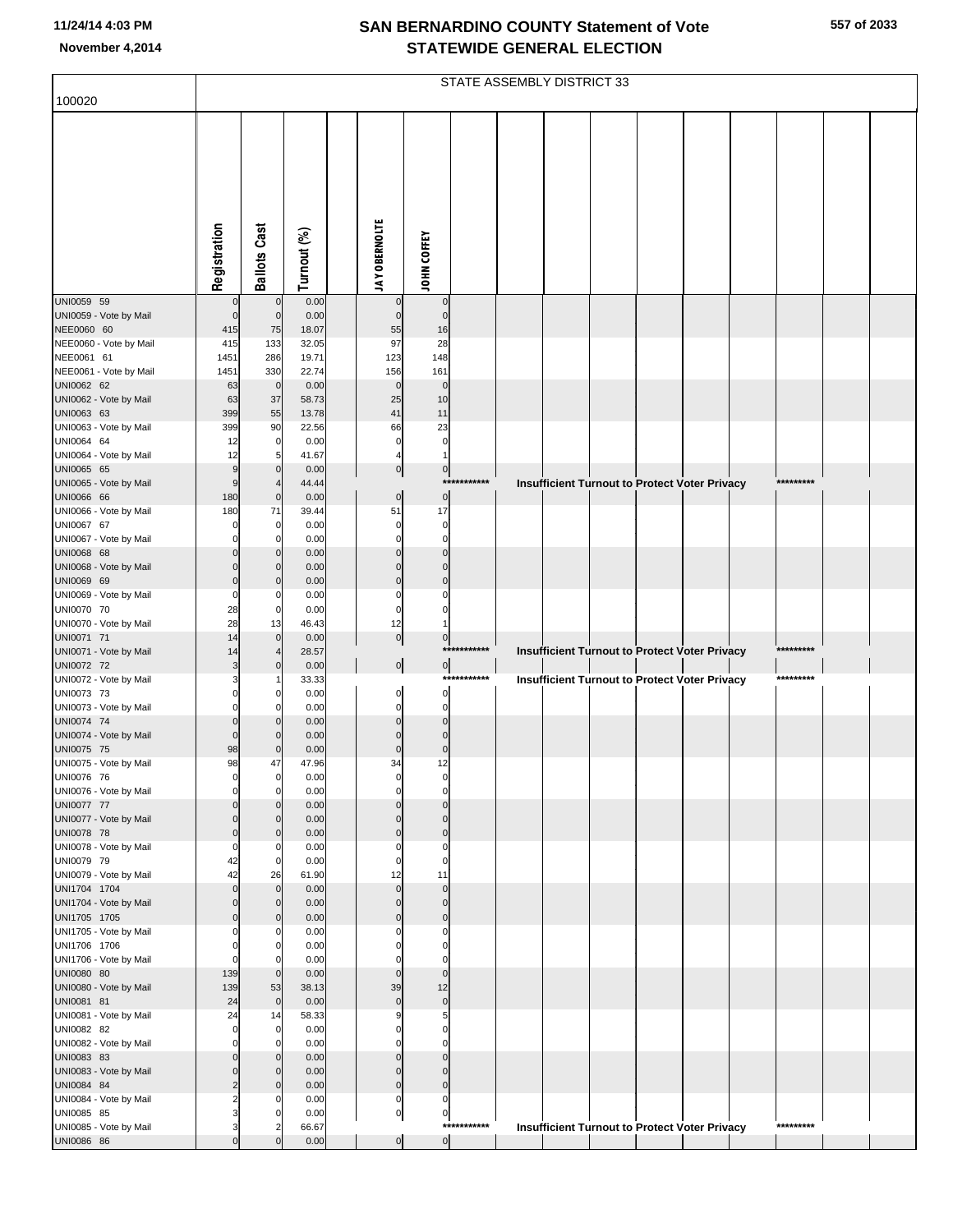# SAN BERNARDINO COUNTY Statement of Vote
# STATEWIDE GENERAL ELECTION

11/24/14 4:03 PM
November 4,2014

100020

STATE ASSEMBLY DISTRICT 33

| | Registration | Ballots Cast | Turnout (%) | JAY OBERNOLTE | JOHN COFFEY |
|---|---|---|---|---|---|
| UNI0059 59 | 0 | 0 | 0.00 | 0 | 0 |
| UNI0059 - Vote by Mail | 0 | 0 | 0.00 | 0 | 0 |
| NEE0060 60 | 415 | 75 | 18.07 | 55 | 16 |
| NEE0060 - Vote by Mail | 415 | 133 | 32.05 | 97 | 28 |
| NEE0061 61 | 1451 | 286 | 19.71 | 123 | 148 |
| NEE0061 - Vote by Mail | 1451 | 330 | 22.74 | 156 | 161 |
| UNI0062 62 | 63 | 0 | 0.00 | 0 | 0 |
| UNI0062 - Vote by Mail | 63 | 37 | 58.73 | 25 | 10 |
| UNI0063 63 | 399 | 55 | 13.78 | 41 | 11 |
| UNI0063 - Vote by Mail | 399 | 90 | 22.56 | 66 | 23 |
| UNI0064 64 | 12 | 0 | 0.00 | 0 | 0 |
| UNI0064 - Vote by Mail | 12 | 5 | 41.67 | 4 | 1 |
| UNI0065 65 | 9 | 0 | 0.00 | 0 | 0 |
| UNI0065 - Vote by Mail | 9 | 4 | 44.44 | *********** Insufficient Turnout to Protect Voter Privacy ********* | |
| UNI0066 66 | 180 | 0 | 0.00 | 0 | 0 |
| UNI0066 - Vote by Mail | 180 | 71 | 39.44 | 51 | 17 |
| UNI0067 67 | 0 | 0 | 0.00 | 0 | 0 |
| UNI0067 - Vote by Mail | 0 | 0 | 0.00 | 0 | 0 |
| UNI0068 68 | 0 | 0 | 0.00 | 0 | 0 |
| UNI0068 - Vote by Mail | 0 | 0 | 0.00 | 0 | 0 |
| UNI0069 69 | 0 | 0 | 0.00 | 0 | 0 |
| UNI0069 - Vote by Mail | 0 | 0 | 0.00 | 0 | 0 |
| UNI0070 70 | 28 | 0 | 0.00 | 0 | 0 |
| UNI0070 - Vote by Mail | 28 | 13 | 46.43 | 12 | 1 |
| UNI0071 71 | 14 | 0 | 0.00 | 0 | 0 |
| UNI0071 - Vote by Mail | 14 | 4 | 28.57 | *********** Insufficient Turnout to Protect Voter Privacy ********* | |
| UNI0072 72 | 3 | 0 | 0.00 | 0 | 0 |
| UNI0072 - Vote by Mail | 3 | 1 | 33.33 | *********** Insufficient Turnout to Protect Voter Privacy ********* | |
| UNI0073 73 | 0 | 0 | 0.00 | 0 | 0 |
| UNI0073 - Vote by Mail | 0 | 0 | 0.00 | 0 | 0 |
| UNI0074 74 | 0 | 0 | 0.00 | 0 | 0 |
| UNI0074 - Vote by Mail | 0 | 0 | 0.00 | 0 | 0 |
| UNI0075 75 | 98 | 0 | 0.00 | 0 | 0 |
| UNI0075 - Vote by Mail | 98 | 47 | 47.96 | 34 | 12 |
| UNI0076 76 | 0 | 0 | 0.00 | 0 | 0 |
| UNI0076 - Vote by Mail | 0 | 0 | 0.00 | 0 | 0 |
| UNI0077 77 | 0 | 0 | 0.00 | 0 | 0 |
| UNI0077 - Vote by Mail | 0 | 0 | 0.00 | 0 | 0 |
| UNI0078 78 | 0 | 0 | 0.00 | 0 | 0 |
| UNI0078 - Vote by Mail | 0 | 0 | 0.00 | 0 | 0 |
| UNI0079 79 | 42 | 0 | 0.00 | 0 | 0 |
| UNI0079 - Vote by Mail | 42 | 26 | 61.90 | 12 | 11 |
| UNI1704 1704 | 0 | 0 | 0.00 | 0 | 0 |
| UNI1704 - Vote by Mail | 0 | 0 | 0.00 | 0 | 0 |
| UNI1705 1705 | 0 | 0 | 0.00 | 0 | 0 |
| UNI1705 - Vote by Mail | 0 | 0 | 0.00 | 0 | 0 |
| UNI1706 1706 | 0 | 0 | 0.00 | 0 | 0 |
| UNI1706 - Vote by Mail | 0 | 0 | 0.00 | 0 | 0 |
| UNI0080 80 | 139 | 0 | 0.00 | 0 | 0 |
| UNI0080 - Vote by Mail | 139 | 53 | 38.13 | 39 | 12 |
| UNI0081 81 | 24 | 0 | 0.00 | 0 | 0 |
| UNI0081 - Vote by Mail | 24 | 14 | 58.33 | 9 | 5 |
| UNI0082 82 | 0 | 0 | 0.00 | 0 | 0 |
| UNI0082 - Vote by Mail | 0 | 0 | 0.00 | 0 | 0 |
| UNI0083 83 | 0 | 0 | 0.00 | 0 | 0 |
| UNI0083 - Vote by Mail | 0 | 0 | 0.00 | 0 | 0 |
| UNI0084 84 | 2 | 0 | 0.00 | 0 | 0 |
| UNI0084 - Vote by Mail | 2 | 0 | 0.00 | 0 | 0 |
| UNI0085 85 | 3 | 0 | 0.00 | 0 | 0 |
| UNI0085 - Vote by Mail | 3 | 2 | 66.67 | *********** Insufficient Turnout to Protect Voter Privacy ********* | |
| UNI0086 86 | 0 | 0 | 0.00 | 0 | 0 |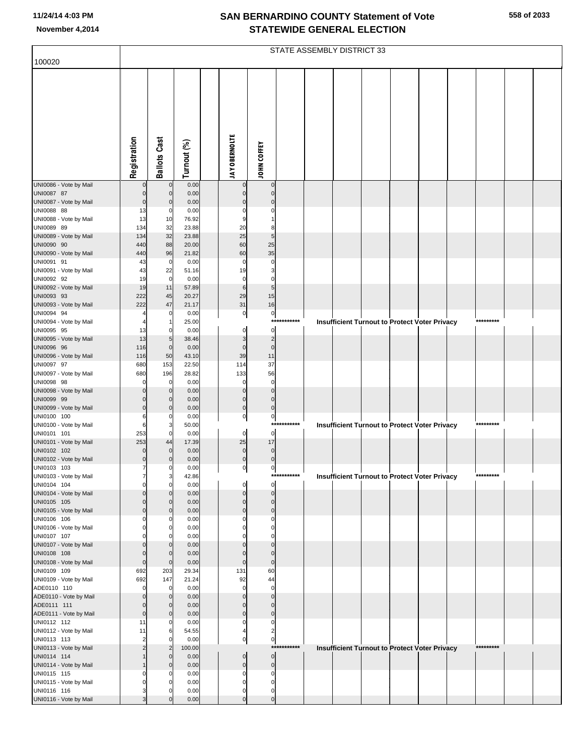# SAN BERNARDINO COUNTY Statement of Vote
# STATEWIDE GENERAL ELECTION

November 4,2014

STATE ASSEMBLY DISTRICT 33

| 100020 | Registration | Ballots Cast | Turnout (%) | | JAY OBERNOLTE | JOHN COFFEY | | | | | | | | | | |
|---|---|---|---|---|---|---|---|---|---|---|---|---|---|---|---|---|
| UNI0086 - Vote by Mail | 0 | 0 | 0.00 | | 0 | 0 | | | | | | | | | | |
| UNI0087 87 | 0 | 0 | 0.00 | | 0 | 0 | | | | | | | | | | |
| UNI0087 - Vote by Mail | 0 | 0 | 0.00 | | 0 | 0 | | | | | | | | | | |
| UNI0088 88 | 13 | 0 | 0.00 | | 0 | 0 | | | | | | | | | | |
| UNI0088 - Vote by Mail | 13 | 10 | 76.92 | | 9 | 1 | | | | | | | | | | |
| UNI0089 89 | 134 | 32 | 23.88 | | 20 | 8 | | | | | | | | | | |
| UNI0089 - Vote by Mail | 134 | 32 | 23.88 | | 25 | 5 | | | | | | | | | | |
| UNI0090 90 | 440 | 88 | 20.00 | | 60 | 25 | | | | | | | | | | |
| UNI0090 - Vote by Mail | 440 | 96 | 21.82 | | 60 | 35 | | | | | | | | | | |
| UNI0091 91 | 43 | 0 | 0.00 | | 0 | 0 | | | | | | | | | | |
| UNI0091 - Vote by Mail | 43 | 22 | 51.16 | | 19 | 3 | | | | | | | | | | |
| UNI0092 92 | 19 | 0 | 0.00 | | 0 | 0 | | | | | | | | | | |
| UNI0092 - Vote by Mail | 19 | 11 | 57.89 | | 6 | 5 | | | | | | | | | | |
| UNI0093 93 | 222 | 45 | 20.27 | | 29 | 15 | | | | | | | | | | |
| UNI0093 - Vote by Mail | 222 | 47 | 21.17 | | 31 | 16 | | | | | | | | | | |
| UNI0094 94 | 4 | 0 | 0.00 | | 0 | 0 | | | | | | | | | | |
| UNI0094 - Vote by Mail | 4 | 1 | 25.00 | | | *********** | | Insufficient Turnout to Protect Voter Privacy | | | | | | ********* | | |
| UNI0095 95 | 13 | 0 | 0.00 | | 0 | 0 | | | | | | | | | | |
| UNI0095 - Vote by Mail | 13 | 5 | 38.46 | | 3 | 2 | | | | | | | | | | |
| UNI0096 96 | 116 | 0 | 0.00 | | 0 | 0 | | | | | | | | | | |
| UNI0096 - Vote by Mail | 116 | 50 | 43.10 | | 39 | 11 | | | | | | | | | | |
| UNI0097 97 | 680 | 153 | 22.50 | | 114 | 37 | | | | | | | | | | |
| UNI0097 - Vote by Mail | 680 | 196 | 28.82 | | 133 | 56 | | | | | | | | | | |
| UNI0098 98 | 0 | 0 | 0.00 | | 0 | 0 | | | | | | | | | | |
| UNI0098 - Vote by Mail | 0 | 0 | 0.00 | | 0 | 0 | | | | | | | | | | |
| UNI0099 99 | 0 | 0 | 0.00 | | 0 | 0 | | | | | | | | | | |
| UNI0099 - Vote by Mail | 0 | 0 | 0.00 | | 0 | 0 | | | | | | | | | | |
| UNI0100 100 | 6 | 0 | 0.00 | | 0 | 0 | | | | | | | | | | |
| UNI0100 - Vote by Mail | 6 | 3 | 50.00 | | | *********** | | Insufficient Turnout to Protect Voter Privacy | | | | | | ********* | | |
| UNI0101 101 | 253 | 0 | 0.00 | | 0 | 0 | | | | | | | | | | |
| UNI0101 - Vote by Mail | 253 | 44 | 17.39 | | 25 | 17 | | | | | | | | | | |
| UNI0102 102 | 0 | 0 | 0.00 | | 0 | 0 | | | | | | | | | | |
| UNI0102 - Vote by Mail | 0 | 0 | 0.00 | | 0 | 0 | | | | | | | | | | |
| UNI0103 103 | 7 | 0 | 0.00 | | 0 | 0 | | | | | | | | | | |
| UNI0103 - Vote by Mail | 7 | 3 | 42.86 | | | *********** | | Insufficient Turnout to Protect Voter Privacy | | | | | | ********* | | |
| UNI0104 104 | 0 | 0 | 0.00 | | 0 | 0 | | | | | | | | | | |
| UNI0104 - Vote by Mail | 0 | 0 | 0.00 | | 0 | 0 | | | | | | | | | | |
| UNI0105 105 | 0 | 0 | 0.00 | | 0 | 0 | | | | | | | | | | |
| UNI0105 - Vote by Mail | 0 | 0 | 0.00 | | 0 | 0 | | | | | | | | | | |
| UNI0106 106 | 0 | 0 | 0.00 | | 0 | 0 | | | | | | | | | | |
| UNI0106 - Vote by Mail | 0 | 0 | 0.00 | | 0 | 0 | | | | | | | | | | |
| UNI0107 107 | 0 | 0 | 0.00 | | 0 | 0 | | | | | | | | | | |
| UNI0107 - Vote by Mail | 0 | 0 | 0.00 | | 0 | 0 | | | | | | | | | | |
| UNI0108 108 | 0 | 0 | 0.00 | | 0 | 0 | | | | | | | | | | |
| UNI0108 - Vote by Mail | 0 | 0 | 0.00 | | 0 | 0 | | | | | | | | | | |
| UNI0109 109 | 692 | 203 | 29.34 | | 131 | 60 | | | | | | | | | | |
| UNI0109 - Vote by Mail | 692 | 147 | 21.24 | | 92 | 44 | | | | | | | | | | |
| ADE0110 110 | 0 | 0 | 0.00 | | 0 | 0 | | | | | | | | | | |
| ADE0110 - Vote by Mail | 0 | 0 | 0.00 | | 0 | 0 | | | | | | | | | | |
| ADE0111 111 | 0 | 0 | 0.00 | | 0 | 0 | | | | | | | | | | |
| ADE0111 - Vote by Mail | 0 | 0 | 0.00 | | 0 | 0 | | | | | | | | | | |
| UNI0112 112 | 11 | 0 | 0.00 | | 0 | 0 | | | | | | | | | | |
| UNI0112 - Vote by Mail | 11 | 6 | 54.55 | | 4 | 2 | | | | | | | | | | |
| UNI0113 113 | 2 | 0 | 0.00 | | 0 | 0 | | | | | | | | | | |
| UNI0113 - Vote by Mail | 2 | 2 | 100.00 | | | *********** | | Insufficient Turnout to Protect Voter Privacy | | | | | | ********* | | |
| UNI0114 114 | 1 | 0 | 0.00 | | 0 | 0 | | | | | | | | | | |
| UNI0114 - Vote by Mail | 1 | 0 | 0.00 | | 0 | 0 | | | | | | | | | | |
| UNI0115 115 | 0 | 0 | 0.00 | | 0 | 0 | | | | | | | | | | |
| UNI0115 - Vote by Mail | 0 | 0 | 0.00 | | 0 | 0 | | | | | | | | | | |
| UNI0116 116 | 3 | 0 | 0.00 | | 0 | 0 | | | | | | | | | | |
| UNI0116 - Vote by Mail | 3 | 0 | 0.00 | | 0 | 0 | | | | | | | | | | |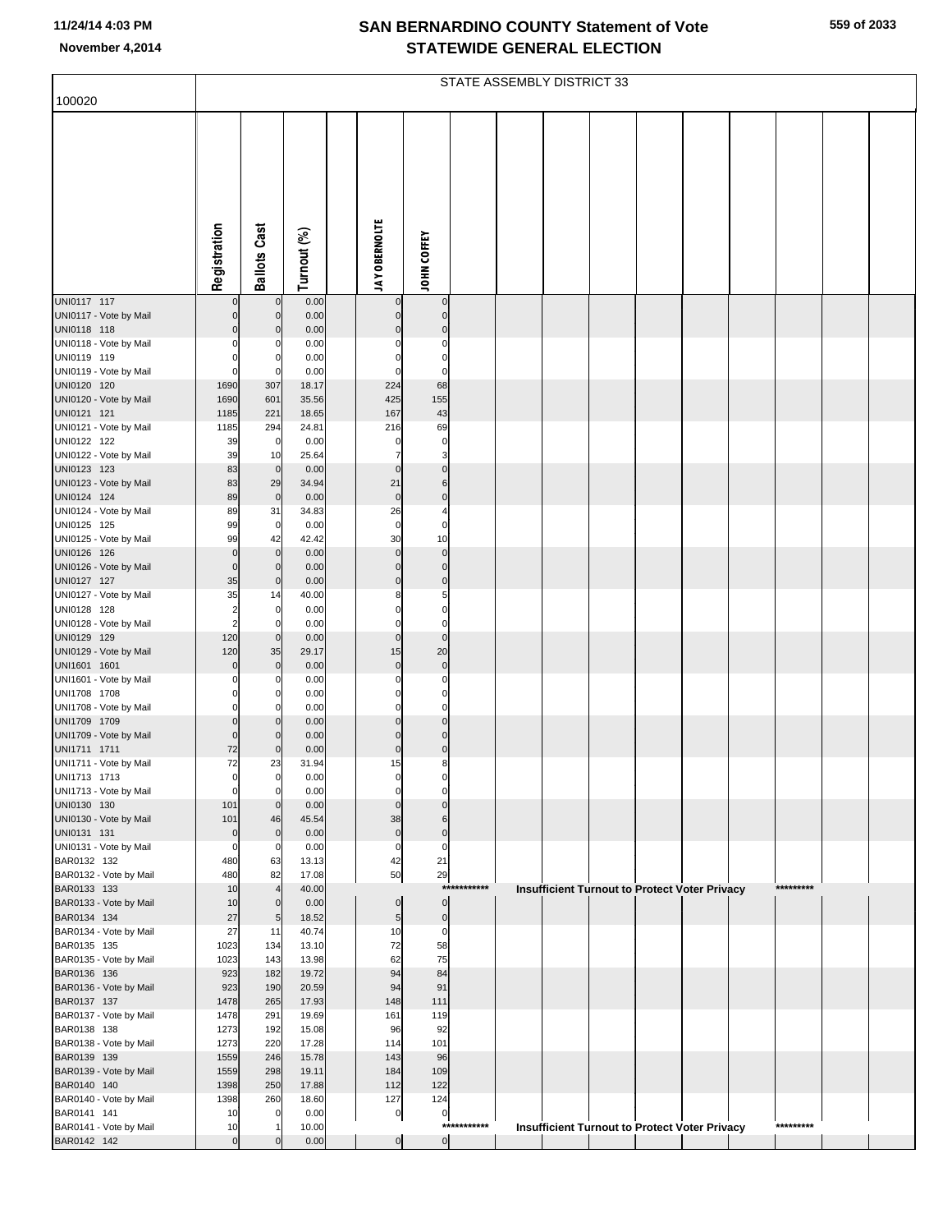# SAN BERNARDINO COUNTY Statement of Vote
## STATEWIDE GENERAL ELECTION

November 4,2014

STATE ASSEMBLY DISTRICT 33

| 100020 | Registration | Ballots Cast | Turnout (%) | JAY OBERNOLTE | JOHN COFFEY |
|---|---|---|---|---|---|
| UNI0117 117 | 0 | 0 | 0.00 | 0 | 0 |
| UNI0117 - Vote by Mail | 0 | 0 | 0.00 | 0 | 0 |
| UNI0118 118 | 0 | 0 | 0.00 | 0 | 0 |
| UNI0118 - Vote by Mail | 0 | 0 | 0.00 | 0 | 0 |
| UNI0119 119 | 0 | 0 | 0.00 | 0 | 0 |
| UNI0119 - Vote by Mail | 0 | 0 | 0.00 | 0 | 0 |
| UNI0120 120 | 1690 | 307 | 18.17 | 224 | 68 |
| UNI0120 - Vote by Mail | 1690 | 601 | 35.56 | 425 | 155 |
| UNI0121 121 | 1185 | 221 | 18.65 | 167 | 43 |
| UNI0121 - Vote by Mail | 1185 | 294 | 24.81 | 216 | 69 |
| UNI0122 122 | 39 | 0 | 0.00 | 0 | 0 |
| UNI0122 - Vote by Mail | 39 | 10 | 25.64 | 7 | 3 |
| UNI0123 123 | 83 | 0 | 0.00 | 0 | 0 |
| UNI0123 - Vote by Mail | 83 | 29 | 34.94 | 21 | 6 |
| UNI0124 124 | 89 | 0 | 0.00 | 0 | 0 |
| UNI0124 - Vote by Mail | 89 | 31 | 34.83 | 26 | 4 |
| UNI0125 125 | 99 | 0 | 0.00 | 0 | 0 |
| UNI0125 - Vote by Mail | 99 | 42 | 42.42 | 30 | 10 |
| UNI0126 126 | 0 | 0 | 0.00 | 0 | 0 |
| UNI0126 - Vote by Mail | 0 | 0 | 0.00 | 0 | 0 |
| UNI0127 127 | 35 | 0 | 0.00 | 0 | 0 |
| UNI0127 - Vote by Mail | 35 | 14 | 40.00 | 8 | 5 |
| UNI0128 128 | 2 | 0 | 0.00 | 0 | 0 |
| UNI0128 - Vote by Mail | 2 | 0 | 0.00 | 0 | 0 |
| UNI0129 129 | 120 | 0 | 0.00 | 0 | 0 |
| UNI0129 - Vote by Mail | 120 | 35 | 29.17 | 15 | 20 |
| UNI1601 1601 | 0 | 0 | 0.00 | 0 | 0 |
| UNI1601 - Vote by Mail | 0 | 0 | 0.00 | 0 | 0 |
| UNI1708 1708 | 0 | 0 | 0.00 | 0 | 0 |
| UNI1708 - Vote by Mail | 0 | 0 | 0.00 | 0 | 0 |
| UNI1709 1709 | 0 | 0 | 0.00 | 0 | 0 |
| UNI1709 - Vote by Mail | 0 | 0 | 0.00 | 0 | 0 |
| UNI1711 1711 | 72 | 0 | 0.00 | 0 | 0 |
| UNI1711 - Vote by Mail | 72 | 23 | 31.94 | 15 | 8 |
| UNI1713 1713 | 0 | 0 | 0.00 | 0 | 0 |
| UNI1713 - Vote by Mail | 0 | 0 | 0.00 | 0 | 0 |
| UNI0130 130 | 101 | 0 | 0.00 | 0 | 0 |
| UNI0130 - Vote by Mail | 101 | 46 | 45.54 | 38 | 6 |
| UNI0131 131 | 0 | 0 | 0.00 | 0 | 0 |
| UNI0131 - Vote by Mail | 0 | 0 | 0.00 | 0 | 0 |
| BAR0132 132 | 480 | 63 | 13.13 | 42 | 21 |
| BAR0132 - Vote by Mail | 480 | 82 | 17.08 | 50 | 29 |
| BAR0133 133 | 10 | 4 | 40.00 | | *********** Insufficient Turnout to Protect Voter Privacy ********* |
| BAR0133 - Vote by Mail | 10 | 0 | 0.00 | 0 | 0 |
| BAR0134 134 | 27 | 5 | 18.52 | 5 | 0 |
| BAR0134 - Vote by Mail | 27 | 11 | 40.74 | 10 | 0 |
| BAR0135 135 | 1023 | 134 | 13.10 | 72 | 58 |
| BAR0135 - Vote by Mail | 1023 | 143 | 13.98 | 62 | 75 |
| BAR0136 136 | 923 | 182 | 19.72 | 94 | 84 |
| BAR0136 - Vote by Mail | 923 | 190 | 20.59 | 94 | 91 |
| BAR0137 137 | 1478 | 265 | 17.93 | 148 | 111 |
| BAR0137 - Vote by Mail | 1478 | 291 | 19.69 | 161 | 119 |
| BAR0138 138 | 1273 | 192 | 15.08 | 96 | 92 |
| BAR0138 - Vote by Mail | 1273 | 220 | 17.28 | 114 | 101 |
| BAR0139 139 | 1559 | 246 | 15.78 | 143 | 96 |
| BAR0139 - Vote by Mail | 1559 | 298 | 19.11 | 184 | 109 |
| BAR0140 140 | 1398 | 250 | 17.88 | 112 | 122 |
| BAR0140 - Vote by Mail | 1398 | 260 | 18.60 | 127 | 124 |
| BAR0141 141 | 10 | 0 | 0.00 | 0 | 0 |
| BAR0141 - Vote by Mail | 10 | 1 | 10.00 | | *********** Insufficient Turnout to Protect Voter Privacy ********* |
| BAR0142 142 | 0 | 0 | 0.00 | 0 | 0 |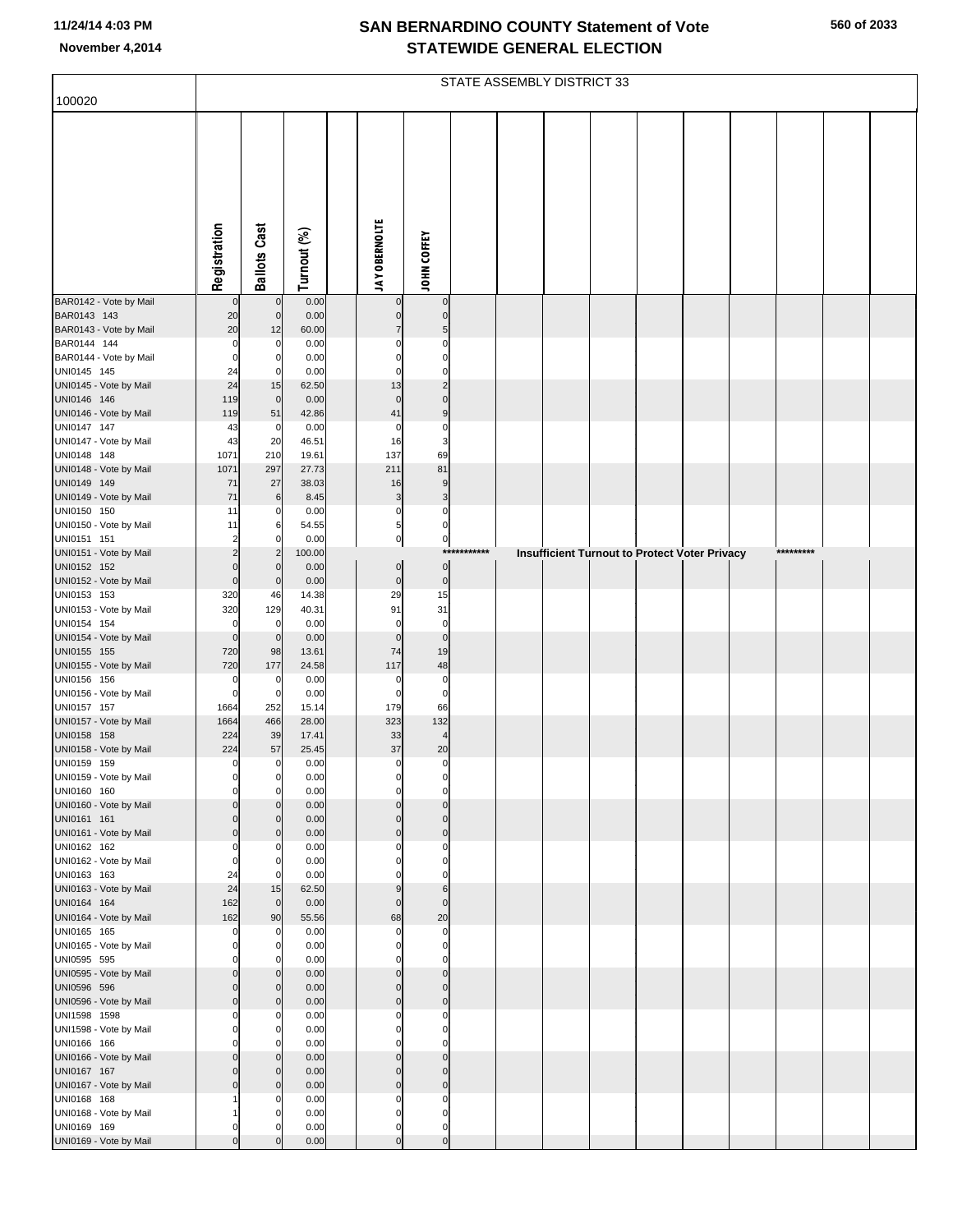# SAN BERNARDINO COUNTY Statement of Vote
# STATEWIDE GENERAL ELECTION

November 4,2014

STATE ASSEMBLY DISTRICT 33

100020

| | Registration | Ballots Cast | Turnout (%) | | JAY OBERNOLTE | JOHN COFFEY |
|---|---|---|---|---|---|---|
| BAR0142 - Vote by Mail | 0 | 0 | 0.00 | | 0 | 0 |
| BAR0143 143 | 20 | 0 | 0.00 | | 0 | 0 |
| BAR0143 - Vote by Mail | 20 | 12 | 60.00 | | 7 | 5 |
| BAR0144 144 | 0 | 0 | 0.00 | | 0 | 0 |
| BAR0144 - Vote by Mail | 0 | 0 | 0.00 | | 0 | 0 |
| UNI0145 145 | 24 | 0 | 0.00 | | 0 | 0 |
| UNI0145 - Vote by Mail | 24 | 15 | 62.50 | | 13 | 2 |
| UNI0146 146 | 119 | 0 | 0.00 | | 0 | 0 |
| UNI0146 - Vote by Mail | 119 | 51 | 42.86 | | 41 | 9 |
| UNI0147 147 | 43 | 0 | 0.00 | | 0 | 0 |
| UNI0147 - Vote by Mail | 43 | 20 | 46.51 | | 16 | 3 |
| UNI0148 148 | 1071 | 210 | 19.61 | | 137 | 69 |
| UNI0148 - Vote by Mail | 1071 | 297 | 27.73 | | 211 | 81 |
| UNI0149 149 | 71 | 27 | 38.03 | | 16 | 9 |
| UNI0149 - Vote by Mail | 71 | 6 | 8.45 | | 3 | 3 |
| UNI0150 150 | 11 | 0 | 0.00 | | 0 | 0 |
| UNI0150 - Vote by Mail | 11 | 6 | 54.55 | | 5 | 0 |
| UNI0151 151 | 2 | 0 | 0.00 | | 0 | 0 |
| UNI0151 - Vote by Mail | 2 | 2 | 100.00 | | | *********** Insufficient Turnout to Protect Voter Privacy ********* |
| UNI0152 152 | 0 | 0 | 0.00 | | 0 | 0 |
| UNI0152 - Vote by Mail | 0 | 0 | 0.00 | | 0 | 0 |
| UNI0153 153 | 320 | 46 | 14.38 | | 29 | 15 |
| UNI0153 - Vote by Mail | 320 | 129 | 40.31 | | 91 | 31 |
| UNI0154 154 | 0 | 0 | 0.00 | | 0 | 0 |
| UNI0154 - Vote by Mail | 0 | 0 | 0.00 | | 0 | 0 |
| UNI0155 155 | 720 | 98 | 13.61 | | 74 | 19 |
| UNI0155 - Vote by Mail | 720 | 177 | 24.58 | | 117 | 48 |
| UNI0156 156 | 0 | 0 | 0.00 | | 0 | 0 |
| UNI0156 - Vote by Mail | 0 | 0 | 0.00 | | 0 | 0 |
| UNI0157 157 | 1664 | 252 | 15.14 | | 179 | 66 |
| UNI0157 - Vote by Mail | 1664 | 466 | 28.00 | | 323 | 132 |
| UNI0158 158 | 224 | 39 | 17.41 | | 33 | 4 |
| UNI0158 - Vote by Mail | 224 | 57 | 25.45 | | 37 | 20 |
| UNI0159 159 | 0 | 0 | 0.00 | | 0 | 0 |
| UNI0159 - Vote by Mail | 0 | 0 | 0.00 | | 0 | 0 |
| UNI0160 160 | 0 | 0 | 0.00 | | 0 | 0 |
| UNI0160 - Vote by Mail | 0 | 0 | 0.00 | | 0 | 0 |
| UNI0161 161 | 0 | 0 | 0.00 | | 0 | 0 |
| UNI0161 - Vote by Mail | 0 | 0 | 0.00 | | 0 | 0 |
| UNI0162 162 | 0 | 0 | 0.00 | | 0 | 0 |
| UNI0162 - Vote by Mail | 0 | 0 | 0.00 | | 0 | 0 |
| UNI0163 163 | 24 | 0 | 0.00 | | 0 | 0 |
| UNI0163 - Vote by Mail | 24 | 15 | 62.50 | | 9 | 6 |
| UNI0164 164 | 162 | 0 | 0.00 | | 0 | 0 |
| UNI0164 - Vote by Mail | 162 | 90 | 55.56 | | 68 | 20 |
| UNI0165 165 | 0 | 0 | 0.00 | | 0 | 0 |
| UNI0165 - Vote by Mail | 0 | 0 | 0.00 | | 0 | 0 |
| UNI0595 595 | 0 | 0 | 0.00 | | 0 | 0 |
| UNI0595 - Vote by Mail | 0 | 0 | 0.00 | | 0 | 0 |
| UNI0596 596 | 0 | 0 | 0.00 | | 0 | 0 |
| UNI0596 - Vote by Mail | 0 | 0 | 0.00 | | 0 | 0 |
| UNI1598 1598 | 0 | 0 | 0.00 | | 0 | 0 |
| UNI1598 - Vote by Mail | 0 | 0 | 0.00 | | 0 | 0 |
| UNI0166 166 | 0 | 0 | 0.00 | | 0 | 0 |
| UNI0166 - Vote by Mail | 0 | 0 | 0.00 | | 0 | 0 |
| UNI0167 167 | 0 | 0 | 0.00 | | 0 | 0 |
| UNI0167 - Vote by Mail | 0 | 0 | 0.00 | | 0 | 0 |
| UNI0168 168 | 1 | 0 | 0.00 | | 0 | 0 |
| UNI0168 - Vote by Mail | 1 | 0 | 0.00 | | 0 | 0 |
| UNI0169 169 | 0 | 0 | 0.00 | | 0 | 0 |
| UNI0169 - Vote by Mail | 0 | 0 | 0.00 | | 0 | 0 |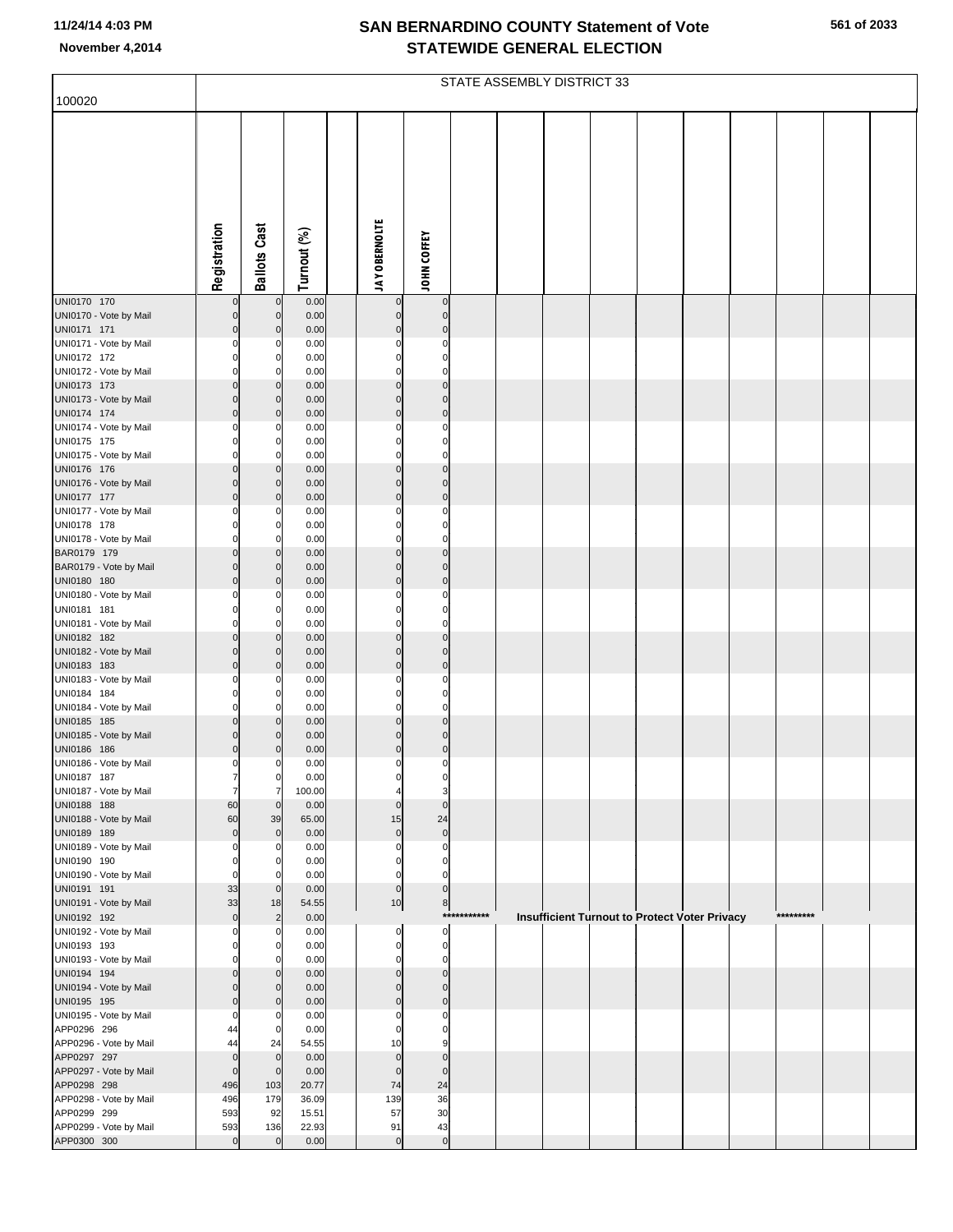# SAN BERNARDINO COUNTY Statement of Vote
# STATEWIDE GENERAL ELECTION

November 4,2014

| 100020 | STATE ASSEMBLY DISTRICT 33 | | | | | |
|---|---|---|---|---|---|---|
| | Registration | Ballots Cast | Turnout (%) | | JAY OBERNOLTE | JOHN COFFEY |
| UNI0170 170 | 0 | 0 | 0.00 | | 0 | 0 |
| UNI0170 - Vote by Mail | 0 | 0 | 0.00 | | 0 | 0 |
| UNI0171 171 | 0 | 0 | 0.00 | | 0 | 0 |
| UNI0171 - Vote by Mail | 0 | 0 | 0.00 | | 0 | 0 |
| UNI0172 172 | 0 | 0 | 0.00 | | 0 | 0 |
| UNI0172 - Vote by Mail | 0 | 0 | 0.00 | | 0 | 0 |
| UNI0173 173 | 0 | 0 | 0.00 | | 0 | 0 |
| UNI0173 - Vote by Mail | 0 | 0 | 0.00 | | 0 | 0 |
| UNI0174 174 | 0 | 0 | 0.00 | | 0 | 0 |
| UNI0174 - Vote by Mail | 0 | 0 | 0.00 | | 0 | 0 |
| UNI0175 175 | 0 | 0 | 0.00 | | 0 | 0 |
| UNI0175 - Vote by Mail | 0 | 0 | 0.00 | | 0 | 0 |
| UNI0176 176 | 0 | 0 | 0.00 | | 0 | 0 |
| UNI0176 - Vote by Mail | 0 | 0 | 0.00 | | 0 | 0 |
| UNI0177 177 | 0 | 0 | 0.00 | | 0 | 0 |
| UNI0177 - Vote by Mail | 0 | 0 | 0.00 | | 0 | 0 |
| UNI0178 178 | 0 | 0 | 0.00 | | 0 | 0 |
| UNI0178 - Vote by Mail | 0 | 0 | 0.00 | | 0 | 0 |
| BAR0179 179 | 0 | 0 | 0.00 | | 0 | 0 |
| BAR0179 - Vote by Mail | 0 | 0 | 0.00 | | 0 | 0 |
| UNI0180 180 | 0 | 0 | 0.00 | | 0 | 0 |
| UNI0180 - Vote by Mail | 0 | 0 | 0.00 | | 0 | 0 |
| UNI0181 181 | 0 | 0 | 0.00 | | 0 | 0 |
| UNI0181 - Vote by Mail | 0 | 0 | 0.00 | | 0 | 0 |
| UNI0182 182 | 0 | 0 | 0.00 | | 0 | 0 |
| UNI0182 - Vote by Mail | 0 | 0 | 0.00 | | 0 | 0 |
| UNI0183 183 | 0 | 0 | 0.00 | | 0 | 0 |
| UNI0183 - Vote by Mail | 0 | 0 | 0.00 | | 0 | 0 |
| UNI0184 184 | 0 | 0 | 0.00 | | 0 | 0 |
| UNI0184 - Vote by Mail | 0 | 0 | 0.00 | | 0 | 0 |
| UNI0185 185 | 0 | 0 | 0.00 | | 0 | 0 |
| UNI0185 - Vote by Mail | 0 | 0 | 0.00 | | 0 | 0 |
| UNI0186 186 | 0 | 0 | 0.00 | | 0 | 0 |
| UNI0186 - Vote by Mail | 0 | 0 | 0.00 | | 0 | 0 |
| UNI0187 187 | 7 | 0 | 0.00 | | 0 | 0 |
| UNI0187 - Vote by Mail | 7 | 7 | 100.00 | | 4 | 3 |
| UNI0188 188 | 60 | 0 | 0.00 | | 0 | 0 |
| UNI0188 - Vote by Mail | 60 | 39 | 65.00 | | 15 | 24 |
| UNI0189 189 | 0 | 0 | 0.00 | | 0 | 0 |
| UNI0189 - Vote by Mail | 0 | 0 | 0.00 | | 0 | 0 |
| UNI0190 190 | 0 | 0 | 0.00 | | 0 | 0 |
| UNI0190 - Vote by Mail | 0 | 0 | 0.00 | | 0 | 0 |
| UNI0191 191 | 33 | 0 | 0.00 | | 0 | 0 |
| UNI0191 - Vote by Mail | 33 | 18 | 54.55 | | 10 | 8 |
| UNI0192 192 | 0 | 2 | 0.00 | | *********** Insufficient Turnout to Protect Voter Privacy ********* | |
| UNI0192 - Vote by Mail | 0 | 0 | 0.00 | | 0 | 0 |
| UNI0193 193 | 0 | 0 | 0.00 | | 0 | 0 |
| UNI0193 - Vote by Mail | 0 | 0 | 0.00 | | 0 | 0 |
| UNI0194 194 | 0 | 0 | 0.00 | | 0 | 0 |
| UNI0194 - Vote by Mail | 0 | 0 | 0.00 | | 0 | 0 |
| UNI0195 195 | 0 | 0 | 0.00 | | 0 | 0 |
| UNI0195 - Vote by Mail | 0 | 0 | 0.00 | | 0 | 0 |
| APP0296 296 | 44 | 0 | 0.00 | | 0 | 0 |
| APP0296 - Vote by Mail | 44 | 24 | 54.55 | | 10 | 9 |
| APP0297 297 | 0 | 0 | 0.00 | | 0 | 0 |
| APP0297 - Vote by Mail | 0 | 0 | 0.00 | | 0 | 0 |
| APP0298 298 | 496 | 103 | 20.77 | | 74 | 24 |
| APP0298 - Vote by Mail | 496 | 179 | 36.09 | | 139 | 36 |
| APP0299 299 | 593 | 92 | 15.51 | | 57 | 30 |
| APP0299 - Vote by Mail | 593 | 136 | 22.93 | | 91 | 43 |
| APP0300 300 | 0 | 0 | 0.00 | | 0 | 0 |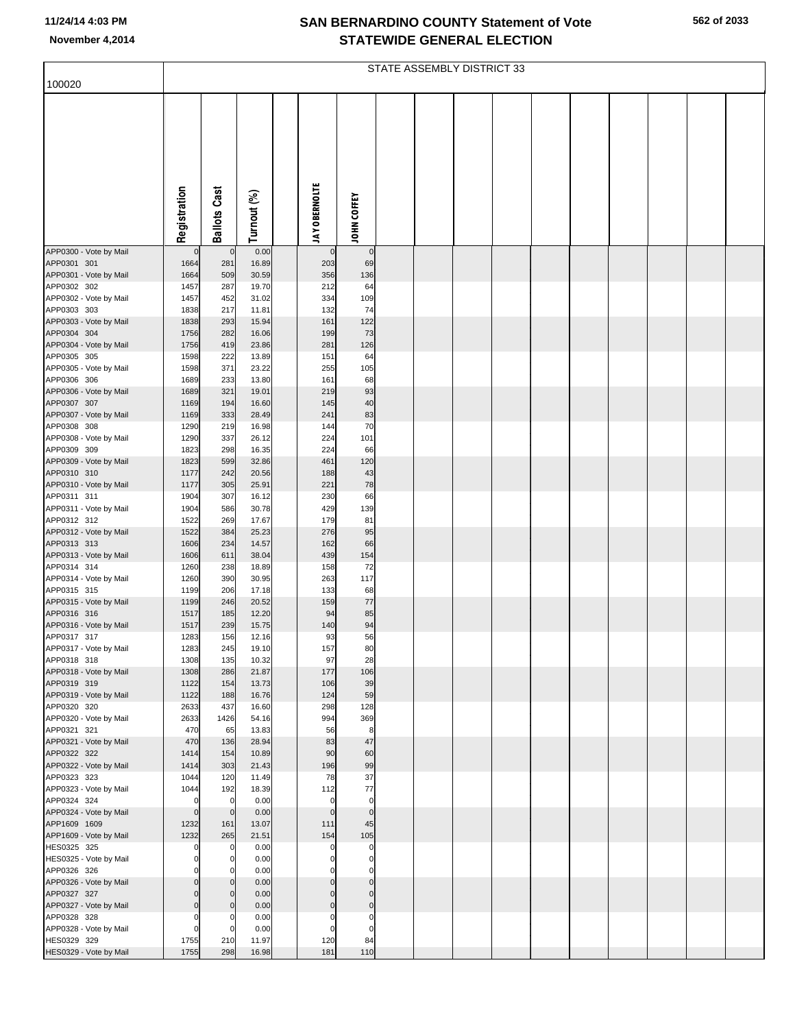# SAN BERNARDINO COUNTY Statement of Vote
## STATEWIDE GENERAL ELECTION

11/24/14 4:03 PM
November 4,2014

100020

STATE ASSEMBLY DISTRICT 33

| | Registration | Ballots Cast | Turnout (%) | | JAY OBERNOLTE | JOHN COFFEY |
|---|---|---|---|---|---|---|
| APP0300 - Vote by Mail | 0 | 0 | 0.00 | | 0 | 0 |
| APP0301 301 | 1664 | 281 | 16.89 | | 203 | 69 |
| APP0301 - Vote by Mail | 1664 | 509 | 30.59 | | 356 | 136 |
| APP0302 302 | 1457 | 287 | 19.70 | | 212 | 64 |
| APP0302 - Vote by Mail | 1457 | 452 | 31.02 | | 334 | 109 |
| APP0303 303 | 1838 | 217 | 11.81 | | 132 | 74 |
| APP0303 - Vote by Mail | 1838 | 293 | 15.94 | | 161 | 122 |
| APP0304 304 | 1756 | 282 | 16.06 | | 199 | 73 |
| APP0304 - Vote by Mail | 1756 | 419 | 23.86 | | 281 | 126 |
| APP0305 305 | 1598 | 222 | 13.89 | | 151 | 64 |
| APP0305 - Vote by Mail | 1598 | 371 | 23.22 | | 255 | 105 |
| APP0306 306 | 1689 | 233 | 13.80 | | 161 | 68 |
| APP0306 - Vote by Mail | 1689 | 321 | 19.01 | | 219 | 93 |
| APP0307 307 | 1169 | 194 | 16.60 | | 145 | 40 |
| APP0307 - Vote by Mail | 1169 | 333 | 28.49 | | 241 | 83 |
| APP0308 308 | 1290 | 219 | 16.98 | | 144 | 70 |
| APP0308 - Vote by Mail | 1290 | 337 | 26.12 | | 224 | 101 |
| APP0309 309 | 1823 | 298 | 16.35 | | 224 | 66 |
| APP0309 - Vote by Mail | 1823 | 599 | 32.86 | | 461 | 120 |
| APP0310 310 | 1177 | 242 | 20.56 | | 188 | 43 |
| APP0310 - Vote by Mail | 1177 | 305 | 25.91 | | 221 | 78 |
| APP0311 311 | 1904 | 307 | 16.12 | | 230 | 66 |
| APP0311 - Vote by Mail | 1904 | 586 | 30.78 | | 429 | 139 |
| APP0312 312 | 1522 | 269 | 17.67 | | 179 | 81 |
| APP0312 - Vote by Mail | 1522 | 384 | 25.23 | | 276 | 95 |
| APP0313 313 | 1606 | 234 | 14.57 | | 162 | 66 |
| APP0313 - Vote by Mail | 1606 | 611 | 38.04 | | 439 | 154 |
| APP0314 314 | 1260 | 238 | 18.89 | | 158 | 72 |
| APP0314 - Vote by Mail | 1260 | 390 | 30.95 | | 263 | 117 |
| APP0315 315 | 1199 | 206 | 17.18 | | 133 | 68 |
| APP0315 - Vote by Mail | 1199 | 246 | 20.52 | | 159 | 77 |
| APP0316 316 | 1517 | 185 | 12.20 | | 94 | 85 |
| APP0316 - Vote by Mail | 1517 | 239 | 15.75 | | 140 | 94 |
| APP0317 317 | 1283 | 156 | 12.16 | | 93 | 56 |
| APP0317 - Vote by Mail | 1283 | 245 | 19.10 | | 157 | 80 |
| APP0318 318 | 1308 | 135 | 10.32 | | 97 | 28 |
| APP0318 - Vote by Mail | 1308 | 286 | 21.87 | | 177 | 106 |
| APP0319 319 | 1122 | 154 | 13.73 | | 106 | 39 |
| APP0319 - Vote by Mail | 1122 | 188 | 16.76 | | 124 | 59 |
| APP0320 320 | 2633 | 437 | 16.60 | | 298 | 128 |
| APP0320 - Vote by Mail | 2633 | 1426 | 54.16 | | 994 | 369 |
| APP0321 321 | 470 | 65 | 13.83 | | 56 | 8 |
| APP0321 - Vote by Mail | 470 | 136 | 28.94 | | 83 | 47 |
| APP0322 322 | 1414 | 154 | 10.89 | | 90 | 60 |
| APP0322 - Vote by Mail | 1414 | 303 | 21.43 | | 196 | 99 |
| APP0323 323 | 1044 | 120 | 11.49 | | 78 | 37 |
| APP0323 - Vote by Mail | 1044 | 192 | 18.39 | | 112 | 77 |
| APP0324 324 | 0 | 0 | 0.00 | | 0 | 0 |
| APP0324 - Vote by Mail | 0 | 0 | 0.00 | | 0 | 0 |
| APP1609 1609 | 1232 | 161 | 13.07 | | 111 | 45 |
| APP1609 - Vote by Mail | 1232 | 265 | 21.51 | | 154 | 105 |
| HES0325 325 | 0 | 0 | 0.00 | | 0 | 0 |
| HES0325 - Vote by Mail | 0 | 0 | 0.00 | | 0 | 0 |
| APP0326 326 | 0 | 0 | 0.00 | | 0 | 0 |
| APP0326 - Vote by Mail | 0 | 0 | 0.00 | | 0 | 0 |
| APP0327 327 | 0 | 0 | 0.00 | | 0 | 0 |
| APP0327 - Vote by Mail | 0 | 0 | 0.00 | | 0 | 0 |
| APP0328 328 | 0 | 0 | 0.00 | | 0 | 0 |
| APP0328 - Vote by Mail | 0 | 0 | 0.00 | | 0 | 0 |
| HES0329 329 | 1755 | 210 | 11.97 | | 120 | 84 |
| HES0329 - Vote by Mail | 1755 | 298 | 16.98 | | 181 | 110 |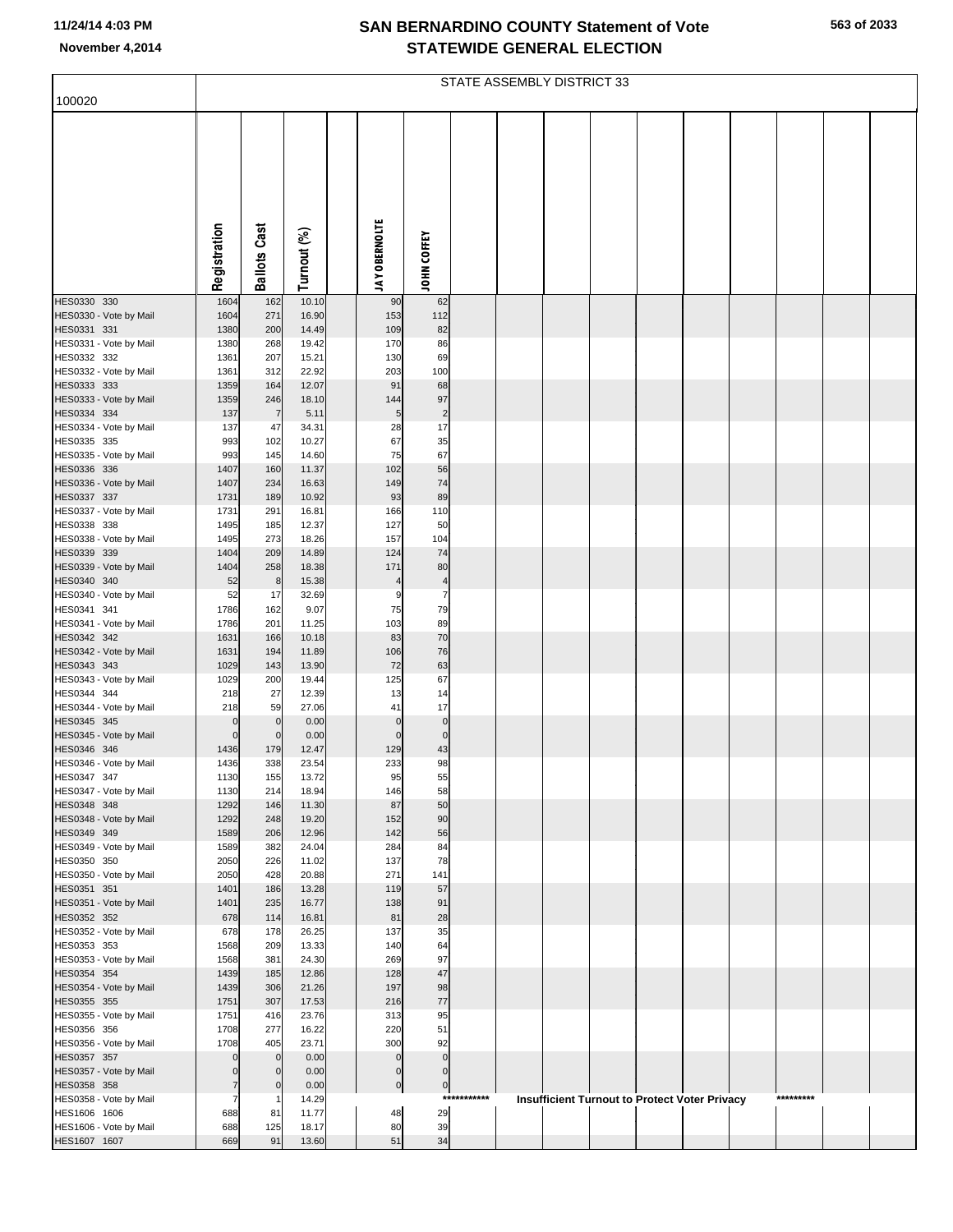# SAN BERNARDINO COUNTY Statement of Vote
## STATEWIDE GENERAL ELECTION

November 4,2014

STATE ASSEMBLY DISTRICT 33

| 100020 | Registration | Ballots Cast | Turnout (%) | | JAY OBERNOLTE | JOHN COFFEY |
|---|---|---|---|---|---|---|
| HES0330 330 | 1604 | 162 | 10.10 | | 90 | 62 |
| HES0330 - Vote by Mail | 1604 | 271 | 16.90 | | 153 | 112 |
| HES0331 331 | 1380 | 200 | 14.49 | | 109 | 82 |
| HES0331 - Vote by Mail | 1380 | 268 | 19.42 | | 170 | 86 |
| HES0332 332 | 1361 | 207 | 15.21 | | 130 | 69 |
| HES0332 - Vote by Mail | 1361 | 312 | 22.92 | | 203 | 100 |
| HES0333 333 | 1359 | 164 | 12.07 | | 91 | 68 |
| HES0333 - Vote by Mail | 1359 | 246 | 18.10 | | 144 | 97 |
| HES0334 334 | 137 | 7 | 5.11 | | 5 | 2 |
| HES0334 - Vote by Mail | 137 | 47 | 34.31 | | 28 | 17 |
| HES0335 335 | 993 | 102 | 10.27 | | 67 | 35 |
| HES0335 - Vote by Mail | 993 | 145 | 14.60 | | 75 | 67 |
| HES0336 336 | 1407 | 160 | 11.37 | | 102 | 56 |
| HES0336 - Vote by Mail | 1407 | 234 | 16.63 | | 149 | 74 |
| HES0337 337 | 1731 | 189 | 10.92 | | 93 | 89 |
| HES0337 - Vote by Mail | 1731 | 291 | 16.81 | | 166 | 110 |
| HES0338 338 | 1495 | 185 | 12.37 | | 127 | 50 |
| HES0338 - Vote by Mail | 1495 | 273 | 18.26 | | 157 | 104 |
| HES0339 339 | 1404 | 209 | 14.89 | | 124 | 74 |
| HES0339 - Vote by Mail | 1404 | 258 | 18.38 | | 171 | 80 |
| HES0340 340 | 52 | 8 | 15.38 | | 4 | 4 |
| HES0340 - Vote by Mail | 52 | 17 | 32.69 | | 9 | 7 |
| HES0341 341 | 1786 | 162 | 9.07 | | 75 | 79 |
| HES0341 - Vote by Mail | 1786 | 201 | 11.25 | | 103 | 89 |
| HES0342 342 | 1631 | 166 | 10.18 | | 83 | 70 |
| HES0342 - Vote by Mail | 1631 | 194 | 11.89 | | 106 | 76 |
| HES0343 343 | 1029 | 143 | 13.90 | | 72 | 63 |
| HES0343 - Vote by Mail | 1029 | 200 | 19.44 | | 125 | 67 |
| HES0344 344 | 218 | 27 | 12.39 | | 13 | 14 |
| HES0344 - Vote by Mail | 218 | 59 | 27.06 | | 41 | 17 |
| HES0345 345 | 0 | 0 | 0.00 | | 0 | 0 |
| HES0345 - Vote by Mail | 0 | 0 | 0.00 | | 0 | 0 |
| HES0346 346 | 1436 | 179 | 12.47 | | 129 | 43 |
| HES0346 - Vote by Mail | 1436 | 338 | 23.54 | | 233 | 98 |
| HES0347 347 | 1130 | 155 | 13.72 | | 95 | 55 |
| HES0347 - Vote by Mail | 1130 | 214 | 18.94 | | 146 | 58 |
| HES0348 348 | 1292 | 146 | 11.30 | | 87 | 50 |
| HES0348 - Vote by Mail | 1292 | 248 | 19.20 | | 152 | 90 |
| HES0349 349 | 1589 | 206 | 12.96 | | 142 | 56 |
| HES0349 - Vote by Mail | 1589 | 382 | 24.04 | | 284 | 84 |
| HES0350 350 | 2050 | 226 | 11.02 | | 137 | 78 |
| HES0350 - Vote by Mail | 2050 | 428 | 20.88 | | 271 | 141 |
| HES0351 351 | 1401 | 186 | 13.28 | | 119 | 57 |
| HES0351 - Vote by Mail | 1401 | 235 | 16.77 | | 138 | 91 |
| HES0352 352 | 678 | 114 | 16.81 | | 81 | 28 |
| HES0352 - Vote by Mail | 678 | 178 | 26.25 | | 137 | 35 |
| HES0353 353 | 1568 | 209 | 13.33 | | 140 | 64 |
| HES0353 - Vote by Mail | 1568 | 381 | 24.30 | | 269 | 97 |
| HES0354 354 | 1439 | 185 | 12.86 | | 128 | 47 |
| HES0354 - Vote by Mail | 1439 | 306 | 21.26 | | 197 | 98 |
| HES0355 355 | 1751 | 307 | 17.53 | | 216 | 77 |
| HES0355 - Vote by Mail | 1751 | 416 | 23.76 | | 313 | 95 |
| HES0356 356 | 1708 | 277 | 16.22 | | 220 | 51 |
| HES0356 - Vote by Mail | 1708 | 405 | 23.71 | | 300 | 92 |
| HES0357 357 | 0 | 0 | 0.00 | | 0 | 0 |
| HES0357 - Vote by Mail | 0 | 0 | 0.00 | | 0 | 0 |
| HES0358 358 | 7 | 0 | 0.00 | | 0 | 0 |
| HES0358 - Vote by Mail | 7 | 1 | 14.29 | | *********** Insufficient Turnout to Protect Voter Privacy ********* | |
| HES1606 1606 | 688 | 81 | 11.77 | | 48 | 29 |
| HES1606 - Vote by Mail | 688 | 125 | 18.17 | | 80 | 39 |
| HES1607 1607 | 669 | 91 | 13.60 | | 51 | 34 |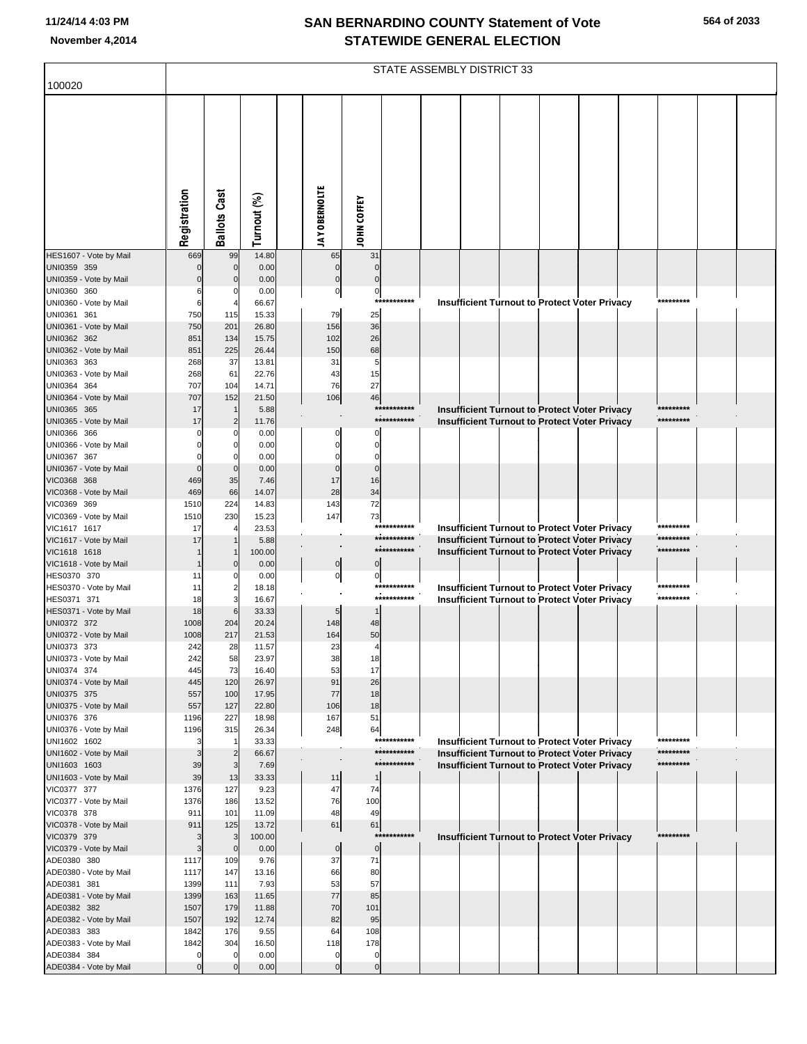# SAN BERNARDINO COUNTY Statement of Vote
## STATEWIDE GENERAL ELECTION

November 4,2014

100020

STATE ASSEMBLY DISTRICT 33

| | Registration | Ballots Cast | Turnout (%) | JAY OBERNOLTE | JOHN COFFEY | |
|---|---|---|---|---|---|---|
| HES1607 - Vote by Mail | 669 | 99 | 14.80 | 65 | 31 | |
| UNI0359 359 | 0 | 0 | 0.00 | 0 | 0 | |
| UNI0359 - Vote by Mail | 0 | 0 | 0.00 | 0 | 0 | |
| UNI0360 360 | 6 | 0 | 0.00 | 0 | 0 | |
| UNI0360 - Vote by Mail | 6 | 4 | 66.67 | | *********** | Insufficient Turnout to Protect Voter Privacy ********* |
| UNI0361 361 | 750 | 115 | 15.33 | 79 | 25 | |
| UNI0361 - Vote by Mail | 750 | 201 | 26.80 | 156 | 36 | |
| UNI0362 362 | 851 | 134 | 15.75 | 102 | 26 | |
| UNI0362 - Vote by Mail | 851 | 225 | 26.44 | 150 | 68 | |
| UNI0363 363 | 268 | 37 | 13.81 | 31 | 5 | |
| UNI0363 - Vote by Mail | 268 | 61 | 22.76 | 43 | 15 | |
| UNI0364 364 | 707 | 104 | 14.71 | 76 | 27 | |
| UNI0364 - Vote by Mail | 707 | 152 | 21.50 | 106 | 46 | |
| UNI0365 365 | 17 | 1 | 5.88 | | *********** | Insufficient Turnout to Protect Voter Privacy ********* |
| UNI0365 - Vote by Mail | 17 | 2 | 11.76 | | *********** | Insufficient Turnout to Protect Voter Privacy ********* |
| UNI0366 366 | 0 | 0 | 0.00 | 0 | 0 | |
| UNI0366 - Vote by Mail | 0 | 0 | 0.00 | 0 | 0 | |
| UNI0367 367 | 0 | 0 | 0.00 | 0 | 0 | |
| UNI0367 - Vote by Mail | 0 | 0 | 0.00 | 0 | 0 | |
| VIC0368 368 | 469 | 35 | 7.46 | 17 | 16 | |
| VIC0368 - Vote by Mail | 469 | 66 | 14.07 | 28 | 34 | |
| VIC0369 369 | 1510 | 224 | 14.83 | 143 | 72 | |
| VIC0369 - Vote by Mail | 1510 | 230 | 15.23 | 147 | 73 | |
| VIC1617 1617 | 17 | 4 | 23.53 | | *********** | Insufficient Turnout to Protect Voter Privacy ********* |
| VIC1617 - Vote by Mail | 17 | 1 | 5.88 | | *********** | Insufficient Turnout to Protect Voter Privacy ********* |
| VIC1618 1618 | 1 | 1 | 100.00 | | *********** | Insufficient Turnout to Protect Voter Privacy ********* |
| VIC1618 - Vote by Mail | 1 | 0 | 0.00 | 0 | 0 | |
| HES0370 370 | 11 | 0 | 0.00 | 0 | 0 | |
| HES0370 - Vote by Mail | 11 | 2 | 18.18 | | *********** | Insufficient Turnout to Protect Voter Privacy ********* |
| HES0371 371 | 18 | 3 | 16.67 | | *********** | Insufficient Turnout to Protect Voter Privacy ********* |
| HES0371 - Vote by Mail | 18 | 6 | 33.33 | 5 | 1 | |
| UNI0372 372 | 1008 | 204 | 20.24 | 148 | 48 | |
| UNI0372 - Vote by Mail | 1008 | 217 | 21.53 | 164 | 50 | |
| UNI0373 373 | 242 | 28 | 11.57 | 23 | 4 | |
| UNI0373 - Vote by Mail | 242 | 58 | 23.97 | 38 | 18 | |
| UNI0374 374 | 445 | 73 | 16.40 | 53 | 17 | |
| UNI0374 - Vote by Mail | 445 | 120 | 26.97 | 91 | 26 | |
| UNI0375 375 | 557 | 100 | 17.95 | 77 | 18 | |
| UNI0375 - Vote by Mail | 557 | 127 | 22.80 | 106 | 18 | |
| UNI0376 376 | 1196 | 227 | 18.98 | 167 | 51 | |
| UNI0376 - Vote by Mail | 1196 | 315 | 26.34 | 248 | 64 | |
| UNI1602 1602 | 3 | 1 | 33.33 | | *********** | Insufficient Turnout to Protect Voter Privacy ********* |
| UNI1602 - Vote by Mail | 3 | 2 | 66.67 | | *********** | Insufficient Turnout to Protect Voter Privacy ********* |
| UNI1603 1603 | 39 | 3 | 7.69 | | *********** | Insufficient Turnout to Protect Voter Privacy ********* |
| UNI1603 - Vote by Mail | 39 | 13 | 33.33 | 11 | 1 | |
| VIC0377 377 | 1376 | 127 | 9.23 | 47 | 74 | |
| VIC0377 - Vote by Mail | 1376 | 186 | 13.52 | 76 | 100 | |
| VIC0378 378 | 911 | 101 | 11.09 | 48 | 49 | |
| VIC0378 - Vote by Mail | 911 | 125 | 13.72 | 61 | 61 | |
| VIC0379 379 | 3 | 3 | 100.00 | | *********** | Insufficient Turnout to Protect Voter Privacy ********* |
| VIC0379 - Vote by Mail | 3 | 0 | 0.00 | 0 | 0 | |
| ADE0380 380 | 1117 | 109 | 9.76 | 37 | 71 | |
| ADE0380 - Vote by Mail | 1117 | 147 | 13.16 | 66 | 80 | |
| ADE0381 381 | 1399 | 111 | 7.93 | 53 | 57 | |
| ADE0381 - Vote by Mail | 1399 | 163 | 11.65 | 77 | 85 | |
| ADE0382 382 | 1507 | 179 | 11.88 | 70 | 101 | |
| ADE0382 - Vote by Mail | 1507 | 192 | 12.74 | 82 | 95 | |
| ADE0383 383 | 1842 | 176 | 9.55 | 64 | 108 | |
| ADE0383 - Vote by Mail | 1842 | 304 | 16.50 | 118 | 178 | |
| ADE0384 384 | 0 | 0 | 0.00 | 0 | 0 | |
| ADE0384 - Vote by Mail | 0 | 0 | 0.00 | 0 | 0 | |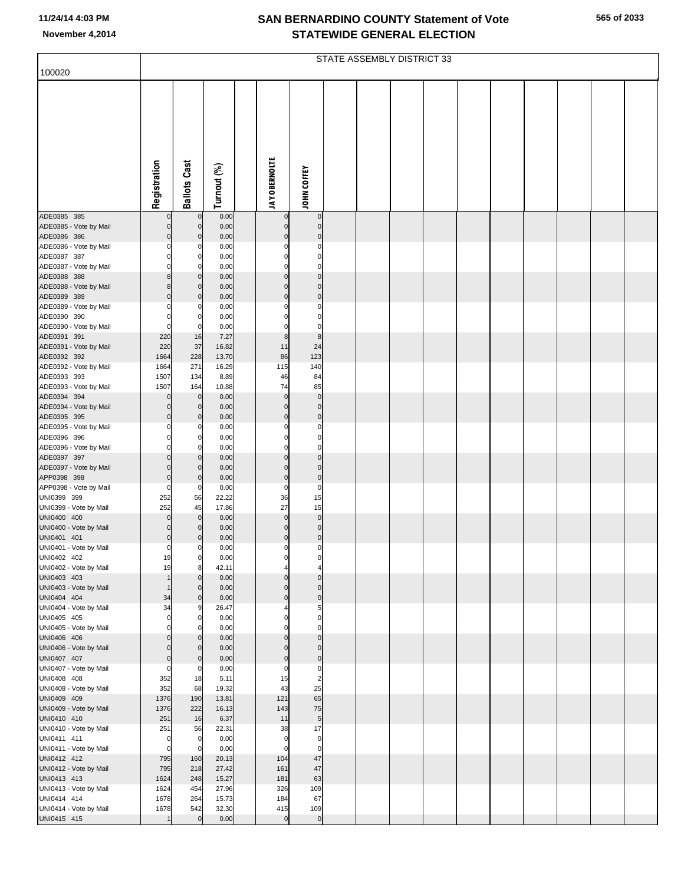# SAN BERNARDINO COUNTY Statement of Vote
## STATEWIDE GENERAL ELECTION

November 4,2014

100020

STATE ASSEMBLY DISTRICT 33

| | Registration | Ballots Cast | Turnout (%) | | JAY OBERNOLTE | JOHN COFFEY |
|---|---|---|---|---|---|---|
| ADE0385 385 | 0 | 0 | 0.00 | | 0 | 0 |
| ADE0385 - Vote by Mail | 0 | 0 | 0.00 | | 0 | 0 |
| ADE0386 386 | 0 | 0 | 0.00 | | 0 | 0 |
| ADE0386 - Vote by Mail | 0 | 0 | 0.00 | | 0 | 0 |
| ADE0387 387 | 0 | 0 | 0.00 | | 0 | 0 |
| ADE0387 - Vote by Mail | 0 | 0 | 0.00 | | 0 | 0 |
| ADE0388 388 | 8 | 0 | 0.00 | | 0 | 0 |
| ADE0388 - Vote by Mail | 8 | 0 | 0.00 | | 0 | 0 |
| ADE0389 389 | 0 | 0 | 0.00 | | 0 | 0 |
| ADE0389 - Vote by Mail | 0 | 0 | 0.00 | | 0 | 0 |
| ADE0390 390 | 0 | 0 | 0.00 | | 0 | 0 |
| ADE0390 - Vote by Mail | 0 | 0 | 0.00 | | 0 | 0 |
| ADE0391 391 | 220 | 16 | 7.27 | | 8 | 8 |
| ADE0391 - Vote by Mail | 220 | 37 | 16.82 | | 11 | 24 |
| ADE0392 392 | 1664 | 228 | 13.70 | | 86 | 123 |
| ADE0392 - Vote by Mail | 1664 | 271 | 16.29 | | 115 | 140 |
| ADE0393 393 | 1507 | 134 | 8.89 | | 46 | 84 |
| ADE0393 - Vote by Mail | 1507 | 164 | 10.88 | | 74 | 85 |
| ADE0394 394 | 0 | 0 | 0.00 | | 0 | 0 |
| ADE0394 - Vote by Mail | 0 | 0 | 0.00 | | 0 | 0 |
| ADE0395 395 | 0 | 0 | 0.00 | | 0 | 0 |
| ADE0395 - Vote by Mail | 0 | 0 | 0.00 | | 0 | 0 |
| ADE0396 396 | 0 | 0 | 0.00 | | 0 | 0 |
| ADE0396 - Vote by Mail | 0 | 0 | 0.00 | | 0 | 0 |
| ADE0397 397 | 0 | 0 | 0.00 | | 0 | 0 |
| ADE0397 - Vote by Mail | 0 | 0 | 0.00 | | 0 | 0 |
| APP0398 398 | 0 | 0 | 0.00 | | 0 | 0 |
| APP0398 - Vote by Mail | 0 | 0 | 0.00 | | 0 | 0 |
| UNI0399 399 | 252 | 56 | 22.22 | | 36 | 15 |
| UNI0399 - Vote by Mail | 252 | 45 | 17.86 | | 27 | 15 |
| UNI0400 400 | 0 | 0 | 0.00 | | 0 | 0 |
| UNI0400 - Vote by Mail | 0 | 0 | 0.00 | | 0 | 0 |
| UNI0401 401 | 0 | 0 | 0.00 | | 0 | 0 |
| UNI0401 - Vote by Mail | 0 | 0 | 0.00 | | 0 | 0 |
| UNI0402 402 | 19 | 0 | 0.00 | | 0 | 0 |
| UNI0402 - Vote by Mail | 19 | 8 | 42.11 | | 4 | 4 |
| UNI0403 403 | 1 | 0 | 0.00 | | 0 | 0 |
| UNI0403 - Vote by Mail | 1 | 0 | 0.00 | | 0 | 0 |
| UNI0404 404 | 34 | 0 | 0.00 | | 0 | 0 |
| UNI0404 - Vote by Mail | 34 | 9 | 26.47 | | 4 | 5 |
| UNI0405 405 | 0 | 0 | 0.00 | | 0 | 0 |
| UNI0405 - Vote by Mail | 0 | 0 | 0.00 | | 0 | 0 |
| UNI0406 406 | 0 | 0 | 0.00 | | 0 | 0 |
| UNI0406 - Vote by Mail | 0 | 0 | 0.00 | | 0 | 0 |
| UNI0407 407 | 0 | 0 | 0.00 | | 0 | 0 |
| UNI0407 - Vote by Mail | 0 | 0 | 0.00 | | 0 | 0 |
| UNI0408 408 | 352 | 18 | 5.11 | | 15 | 2 |
| UNI0408 - Vote by Mail | 352 | 68 | 19.32 | | 43 | 25 |
| UNI0409 409 | 1376 | 190 | 13.81 | | 121 | 65 |
| UNI0409 - Vote by Mail | 1376 | 222 | 16.13 | | 143 | 75 |
| UNI0410 410 | 251 | 16 | 6.37 | | 11 | 5 |
| UNI0410 - Vote by Mail | 251 | 56 | 22.31 | | 38 | 17 |
| UNI0411 411 | 0 | 0 | 0.00 | | 0 | 0 |
| UNI0411 - Vote by Mail | 0 | 0 | 0.00 | | 0 | 0 |
| UNI0412 412 | 795 | 160 | 20.13 | | 104 | 47 |
| UNI0412 - Vote by Mail | 795 | 218 | 27.42 | | 161 | 47 |
| UNI0413 413 | 1624 | 248 | 15.27 | | 181 | 63 |
| UNI0413 - Vote by Mail | 1624 | 454 | 27.96 | | 326 | 109 |
| UNI0414 414 | 1678 | 264 | 15.73 | | 184 | 67 |
| UNI0414 - Vote by Mail | 1678 | 542 | 32.30 | | 415 | 109 |
| UNI0415 415 | 1 | 0 | 0.00 | | 0 | 0 |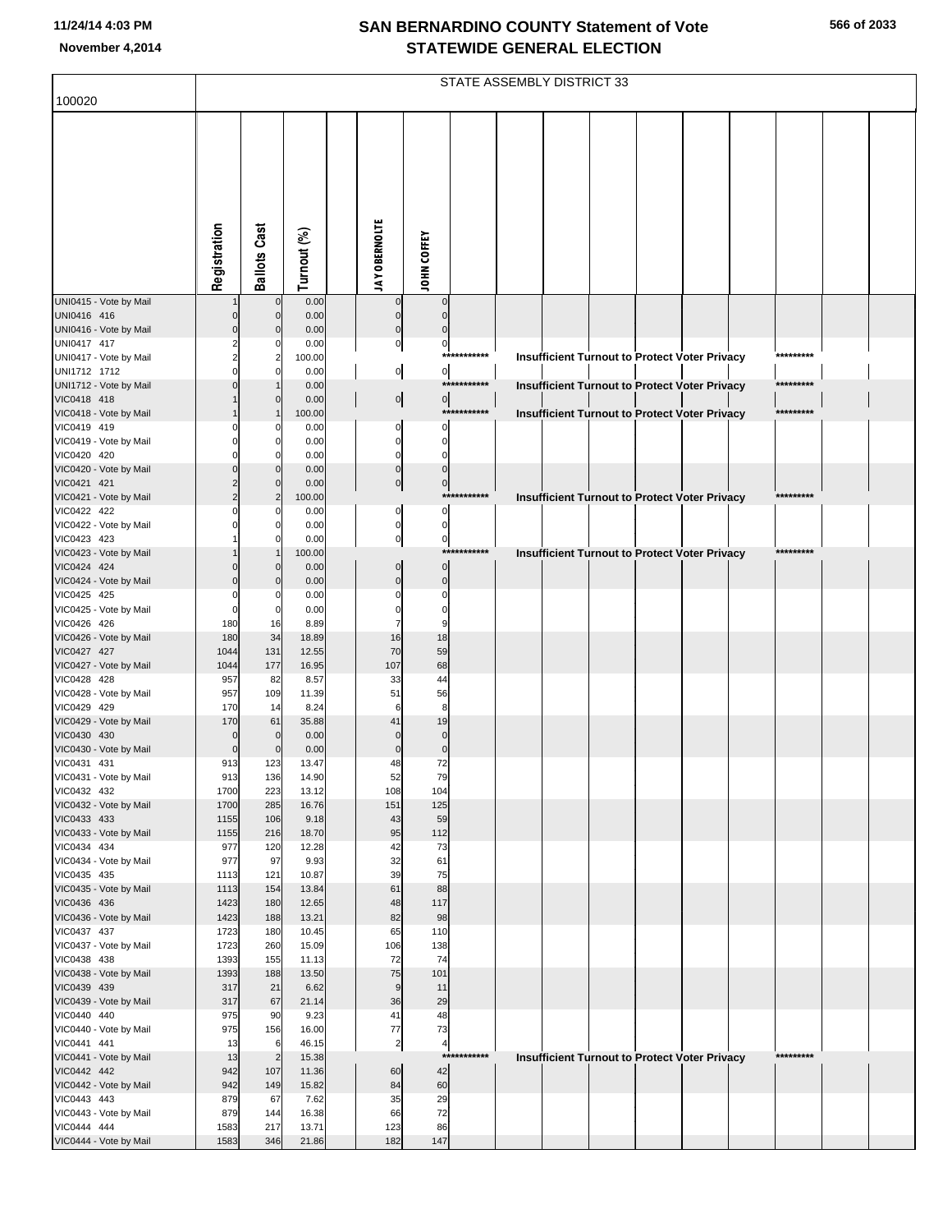# SAN BERNARDINO COUNTY Statement of Vote
## STATEWIDE GENERAL ELECTION

November 4,2014

100020

STATE ASSEMBLY DISTRICT 33

| | Registration | Ballots Cast | Turnout (%) | | JAY OBERNOLTE | JOHN COFFEY |
|---|---|---|---|---|---|---|
| UNI0415 - Vote by Mail | 1 | 0 | 0.00 | | 0 | 0 |
| UNI0416 416 | 0 | 0 | 0.00 | | 0 | 0 |
| UNI0416 - Vote by Mail | 0 | 0 | 0.00 | | 0 | 0 |
| UNI0417 417 | 2 | 0 | 0.00 | | 0 | 0 |
| UNI0417 - Vote by Mail | 2 | 2 | 100.00 | | *********** Insufficient Turnout to Protect Voter Privacy ********* | |
| UNI1712 1712 | 0 | 0 | 0.00 | | 0 | 0 |
| UNI1712 - Vote by Mail | 0 | 1 | 0.00 | | *********** Insufficient Turnout to Protect Voter Privacy ********* | |
| VIC0418 418 | 1 | 0 | 0.00 | | 0 | 0 |
| VIC0418 - Vote by Mail | 1 | 1 | 100.00 | | *********** Insufficient Turnout to Protect Voter Privacy ********* | |
| VIC0419 419 | 0 | 0 | 0.00 | | 0 | 0 |
| VIC0419 - Vote by Mail | 0 | 0 | 0.00 | | 0 | 0 |
| VIC0420 420 | 0 | 0 | 0.00 | | 0 | 0 |
| VIC0420 - Vote by Mail | 0 | 0 | 0.00 | | 0 | 0 |
| VIC0421 421 | 2 | 0 | 0.00 | | 0 | 0 |
| VIC0421 - Vote by Mail | 2 | 2 | 100.00 | | *********** Insufficient Turnout to Protect Voter Privacy ********* | |
| VIC0422 422 | 0 | 0 | 0.00 | | 0 | 0 |
| VIC0422 - Vote by Mail | 0 | 0 | 0.00 | | 0 | 0 |
| VIC0423 423 | 1 | 0 | 0.00 | | 0 | 0 |
| VIC0423 - Vote by Mail | 1 | 1 | 100.00 | | *********** Insufficient Turnout to Protect Voter Privacy ********* | |
| VIC0424 424 | 0 | 0 | 0.00 | | 0 | 0 |
| VIC0424 - Vote by Mail | 0 | 0 | 0.00 | | 0 | 0 |
| VIC0425 425 | 0 | 0 | 0.00 | | 0 | 0 |
| VIC0425 - Vote by Mail | 0 | 0 | 0.00 | | 0 | 0 |
| VIC0426 426 | 180 | 16 | 8.89 | | 7 | 9 |
| VIC0426 - Vote by Mail | 180 | 34 | 18.89 | | 16 | 18 |
| VIC0427 427 | 1044 | 131 | 12.55 | | 70 | 59 |
| VIC0427 - Vote by Mail | 1044 | 177 | 16.95 | | 107 | 68 |
| VIC0428 428 | 957 | 82 | 8.57 | | 33 | 44 |
| VIC0428 - Vote by Mail | 957 | 109 | 11.39 | | 51 | 56 |
| VIC0429 429 | 170 | 14 | 8.24 | | 6 | 8 |
| VIC0429 - Vote by Mail | 170 | 61 | 35.88 | | 41 | 19 |
| VIC0430 430 | 0 | 0 | 0.00 | | 0 | 0 |
| VIC0430 - Vote by Mail | 0 | 0 | 0.00 | | 0 | 0 |
| VIC0431 431 | 913 | 123 | 13.47 | | 48 | 72 |
| VIC0431 - Vote by Mail | 913 | 136 | 14.90 | | 52 | 79 |
| VIC0432 432 | 1700 | 223 | 13.12 | | 108 | 104 |
| VIC0432 - Vote by Mail | 1700 | 285 | 16.76 | | 151 | 125 |
| VIC0433 433 | 1155 | 106 | 9.18 | | 43 | 59 |
| VIC0433 - Vote by Mail | 1155 | 216 | 18.70 | | 95 | 112 |
| VIC0434 434 | 977 | 120 | 12.28 | | 42 | 73 |
| VIC0434 - Vote by Mail | 977 | 97 | 9.93 | | 32 | 61 |
| VIC0435 435 | 1113 | 121 | 10.87 | | 39 | 75 |
| VIC0435 - Vote by Mail | 1113 | 154 | 13.84 | | 61 | 88 |
| VIC0436 436 | 1423 | 180 | 12.65 | | 48 | 117 |
| VIC0436 - Vote by Mail | 1423 | 188 | 13.21 | | 82 | 98 |
| VIC0437 437 | 1723 | 180 | 10.45 | | 65 | 110 |
| VIC0437 - Vote by Mail | 1723 | 260 | 15.09 | | 106 | 138 |
| VIC0438 438 | 1393 | 155 | 11.13 | | 72 | 74 |
| VIC0438 - Vote by Mail | 1393 | 188 | 13.50 | | 75 | 101 |
| VIC0439 439 | 317 | 21 | 6.62 | | 9 | 11 |
| VIC0439 - Vote by Mail | 317 | 67 | 21.14 | | 36 | 29 |
| VIC0440 440 | 975 | 90 | 9.23 | | 41 | 48 |
| VIC0440 - Vote by Mail | 975 | 156 | 16.00 | | 77 | 73 |
| VIC0441 441 | 13 | 6 | 46.15 | | 2 | 4 |
| VIC0441 - Vote by Mail | 13 | 2 | 15.38 | | *********** Insufficient Turnout to Protect Voter Privacy ********* | |
| VIC0442 442 | 942 | 107 | 11.36 | | 60 | 42 |
| VIC0442 - Vote by Mail | 942 | 149 | 15.82 | | 84 | 60 |
| VIC0443 443 | 879 | 67 | 7.62 | | 35 | 29 |
| VIC0443 - Vote by Mail | 879 | 144 | 16.38 | | 66 | 72 |
| VIC0444 444 | 1583 | 217 | 13.71 | | 123 | 86 |
| VIC0444 - Vote by Mail | 1583 | 346 | 21.86 | | 182 | 147 |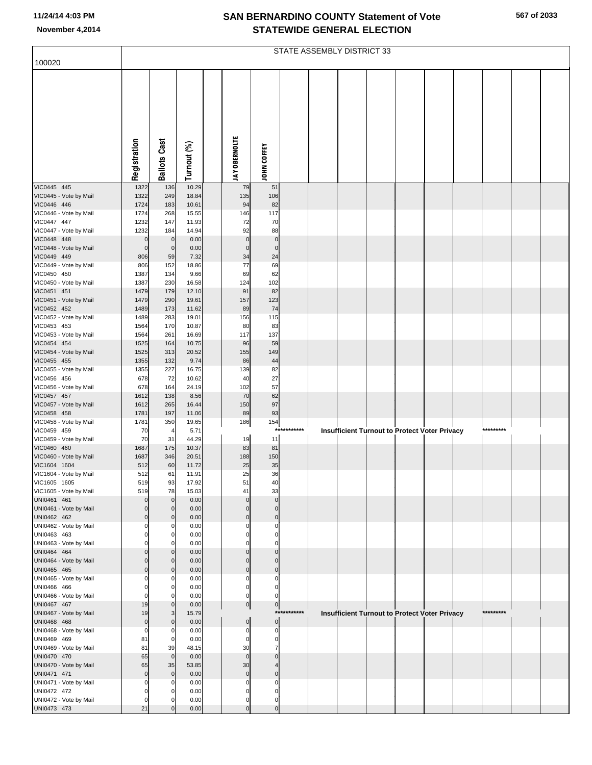# SAN BERNARDINO COUNTY Statement of Vote
## STATEWIDE GENERAL ELECTION

11/24/14 4:03 PM
November 4,2014

100020

STATE ASSEMBLY DISTRICT 33

| | Registration | Ballots Cast | Turnout (%) | | JAY OBERNOLTE | JOHN COFFEY | | | | | | | | | | |
|---|---|---|---|---|---|---|---|---|---|---|---|---|---|---|---|---|
| VIC0445 445 | 1322 | 136 | 10.29 | | 79 | 51 | | | | | | | | | | |
| VIC0445 - Vote by Mail | 1322 | 249 | 18.84 | | 135 | 106 | | | | | | | | | | |
| VIC0446 446 | 1724 | 183 | 10.61 | | 94 | 82 | | | | | | | | | | |
| VIC0446 - Vote by Mail | 1724 | 268 | 15.55 | | 146 | 117 | | | | | | | | | | |
| VIC0447 447 | 1232 | 147 | 11.93 | | 72 | 70 | | | | | | | | | | |
| VIC0447 - Vote by Mail | 1232 | 184 | 14.94 | | 92 | 88 | | | | | | | | | | |
| VIC0448 448 | 0 | 0 | 0.00 | | 0 | 0 | | | | | | | | | | |
| VIC0448 - Vote by Mail | 0 | 0 | 0.00 | | 0 | 0 | | | | | | | | | | |
| VIC0449 449 | 806 | 59 | 7.32 | | 34 | 24 | | | | | | | | | | |
| VIC0449 - Vote by Mail | 806 | 152 | 18.86 | | 77 | 69 | | | | | | | | | | |
| VIC0450 450 | 1387 | 134 | 9.66 | | 69 | 62 | | | | | | | | | | |
| VIC0450 - Vote by Mail | 1387 | 230 | 16.58 | | 124 | 102 | | | | | | | | | | |
| VIC0451 451 | 1479 | 179 | 12.10 | | 91 | 82 | | | | | | | | | | |
| VIC0451 - Vote by Mail | 1479 | 290 | 19.61 | | 157 | 123 | | | | | | | | | | |
| VIC0452 452 | 1489 | 173 | 11.62 | | 89 | 74 | | | | | | | | | | |
| VIC0452 - Vote by Mail | 1489 | 283 | 19.01 | | 156 | 115 | | | | | | | | | | |
| VIC0453 453 | 1564 | 170 | 10.87 | | 80 | 83 | | | | | | | | | | |
| VIC0453 - Vote by Mail | 1564 | 261 | 16.69 | | 117 | 137 | | | | | | | | | | |
| VIC0454 454 | 1525 | 164 | 10.75 | | 96 | 59 | | | | | | | | | | |
| VIC0454 - Vote by Mail | 1525 | 313 | 20.52 | | 155 | 149 | | | | | | | | | | |
| VIC0455 455 | 1355 | 132 | 9.74 | | 86 | 44 | | | | | | | | | | |
| VIC0455 - Vote by Mail | 1355 | 227 | 16.75 | | 139 | 82 | | | | | | | | | | |
| VIC0456 456 | 678 | 72 | 10.62 | | 40 | 27 | | | | | | | | | | |
| VIC0456 - Vote by Mail | 678 | 164 | 24.19 | | 102 | 57 | | | | | | | | | | |
| VIC0457 457 | 1612 | 138 | 8.56 | | 70 | 62 | | | | | | | | | | |
| VIC0457 - Vote by Mail | 1612 | 265 | 16.44 | | 150 | 97 | | | | | | | | | | |
| VIC0458 458 | 1781 | 197 | 11.06 | | 89 | 93 | | | | | | | | | | |
| VIC0458 - Vote by Mail | 1781 | 350 | 19.65 | | 186 | 154 | | | | | | | | | | |
| VIC0459 459 | 70 | 4 | 5.71 | | | | *********** | Insufficient Turnout to Protect Voter Privacy | | | | | | ********* | | |
| VIC0459 - Vote by Mail | 70 | 31 | 44.29 | | 19 | 11 | | | | | | | | | | |
| VIC0460 460 | 1687 | 175 | 10.37 | | 83 | 81 | | | | | | | | | | |
| VIC0460 - Vote by Mail | 1687 | 346 | 20.51 | | 188 | 150 | | | | | | | | | | |
| VIC1604 1604 | 512 | 60 | 11.72 | | 25 | 35 | | | | | | | | | | |
| VIC1604 - Vote by Mail | 512 | 61 | 11.91 | | 25 | 36 | | | | | | | | | | |
| VIC1605 1605 | 519 | 93 | 17.92 | | 51 | 40 | | | | | | | | | | |
| VIC1605 - Vote by Mail | 519 | 78 | 15.03 | | 41 | 33 | | | | | | | | | | |
| UNI0461 461 | 0 | 0 | 0.00 | | 0 | 0 | | | | | | | | | | |
| UNI0461 - Vote by Mail | 0 | 0 | 0.00 | | 0 | 0 | | | | | | | | | | |
| UNI0462 462 | 0 | 0 | 0.00 | | 0 | 0 | | | | | | | | | | |
| UNI0462 - Vote by Mail | 0 | 0 | 0.00 | | 0 | 0 | | | | | | | | | | |
| UNI0463 463 | 0 | 0 | 0.00 | | 0 | 0 | | | | | | | | | | |
| UNI0463 - Vote by Mail | 0 | 0 | 0.00 | | 0 | 0 | | | | | | | | | | |
| UNI0464 464 | 0 | 0 | 0.00 | | 0 | 0 | | | | | | | | | | |
| UNI0464 - Vote by Mail | 0 | 0 | 0.00 | | 0 | 0 | | | | | | | | | | |
| UNI0465 465 | 0 | 0 | 0.00 | | 0 | 0 | | | | | | | | | | |
| UNI0465 - Vote by Mail | 0 | 0 | 0.00 | | 0 | 0 | | | | | | | | | | |
| UNI0466 466 | 0 | 0 | 0.00 | | 0 | 0 | | | | | | | | | | |
| UNI0466 - Vote by Mail | 0 | 0 | 0.00 | | 0 | 0 | | | | | | | | | | |
| UNI0467 467 | 19 | 0 | 0.00 | | 0 | 0 | | | | | | | | | | |
| UNI0467 - Vote by Mail | 19 | 3 | 15.79 | | | | *********** | Insufficient Turnout to Protect Voter Privacy | | | | | | ********* | | |
| UNI0468 468 | 0 | 0 | 0.00 | | 0 | 0 | | | | | | | | | | |
| UNI0468 - Vote by Mail | 0 | 0 | 0.00 | | 0 | 0 | | | | | | | | | | |
| UNI0469 469 | 81 | 0 | 0.00 | | 0 | 0 | | | | | | | | | | |
| UNI0469 - Vote by Mail | 81 | 39 | 48.15 | | 30 | 7 | | | | | | | | | | |
| UNI0470 470 | 65 | 0 | 0.00 | | 0 | 0 | | | | | | | | | | |
| UNI0470 - Vote by Mail | 65 | 35 | 53.85 | | 30 | 4 | | | | | | | | | | |
| UNI0471 471 | 0 | 0 | 0.00 | | 0 | 0 | | | | | | | | | | |
| UNI0471 - Vote by Mail | 0 | 0 | 0.00 | | 0 | 0 | | | | | | | | | | |
| UNI0472 472 | 0 | 0 | 0.00 | | 0 | 0 | | | | | | | | | | |
| UNI0472 - Vote by Mail | 0 | 0 | 0.00 | | 0 | 0 | | | | | | | | | | |
| UNI0473 473 | 21 | 0 | 0.00 | | 0 | 0 | | | | | | | | | | |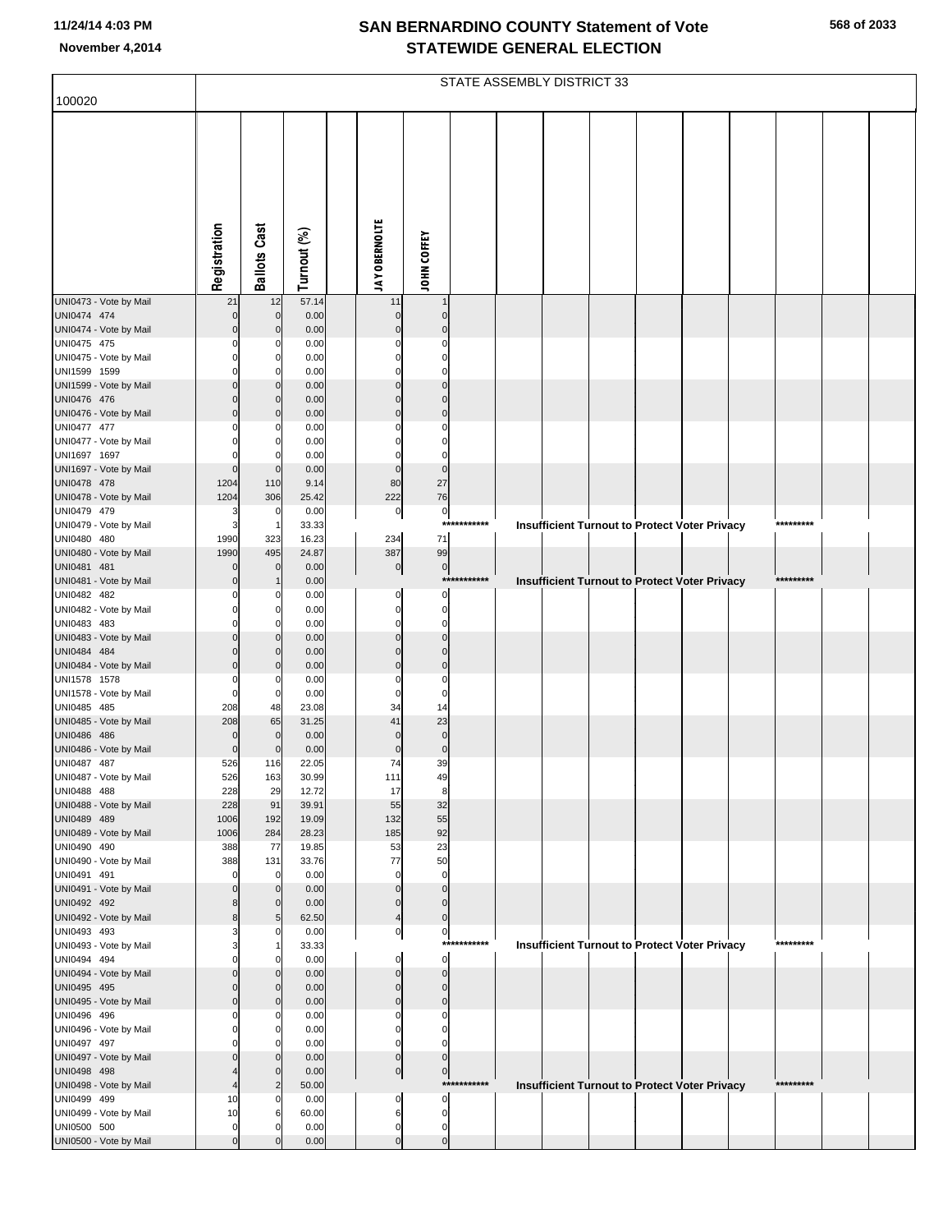# SAN BERNARDINO COUNTY Statement of Vote
## STATEWIDE GENERAL ELECTION

November 4,2014

STATE ASSEMBLY DISTRICT 33

100020

| | Registration | Ballots Cast | Turnout (%) | | JAY OBERNOLTE | JOHN COFFEY | | | | | | | | | | |
|---|---|---|---|---|---|---|---|---|---|---|---|---|---|---|---|---|
| UNI0473 - Vote by Mail | 21 | 12 | 57.14 | | 11 | 1 | | | | | | | | | | |
| UNI0474 474 | 0 | 0 | 0.00 | | 0 | 0 | | | | | | | | | | |
| UNI0474 - Vote by Mail | 0 | 0 | 0.00 | | 0 | 0 | | | | | | | | | | |
| UNI0475 475 | 0 | 0 | 0.00 | | 0 | 0 | | | | | | | | | | |
| UNI0475 - Vote by Mail | 0 | 0 | 0.00 | | 0 | 0 | | | | | | | | | | |
| UNI1599 1599 | 0 | 0 | 0.00 | | 0 | 0 | | | | | | | | | | |
| UNI1599 - Vote by Mail | 0 | 0 | 0.00 | | 0 | 0 | | | | | | | | | | |
| UNI0476 476 | 0 | 0 | 0.00 | | 0 | 0 | | | | | | | | | | |
| UNI0476 - Vote by Mail | 0 | 0 | 0.00 | | 0 | 0 | | | | | | | | | | |
| UNI0477 477 | 0 | 0 | 0.00 | | 0 | 0 | | | | | | | | | | |
| UNI0477 - Vote by Mail | 0 | 0 | 0.00 | | 0 | 0 | | | | | | | | | | |
| UNI1697 1697 | 0 | 0 | 0.00 | | 0 | 0 | | | | | | | | | | |
| UNI1697 - Vote by Mail | 0 | 0 | 0.00 | | 0 | 0 | | | | | | | | | | |
| UNI0478 478 | 1204 | 110 | 9.14 | | 80 | 27 | | | | | | | | | | |
| UNI0478 - Vote by Mail | 1204 | 306 | 25.42 | | 222 | 76 | | | | | | | | | | |
| UNI0479 479 | 3 | 0 | 0.00 | | 0 | 0 | | | | | | | | | | |
| UNI0479 - Vote by Mail | 3 | 1 | 33.33 | | | | *********** | | Insufficient Turnout to Protect Voter Privacy | | | | | ********* | | |
| UNI0480 480 | 1990 | 323 | 16.23 | | 234 | 71 | | | | | | | | | | |
| UNI0480 - Vote by Mail | 1990 | 495 | 24.87 | | 387 | 99 | | | | | | | | | | |
| UNI0481 481 | 0 | 0 | 0.00 | | 0 | 0 | | | | | | | | | | |
| UNI0481 - Vote by Mail | 0 | 1 | 0.00 | | | | *********** | | Insufficient Turnout to Protect Voter Privacy | | | | | ********* | | |
| UNI0482 482 | 0 | 0 | 0.00 | | 0 | 0 | | | | | | | | | | |
| UNI0482 - Vote by Mail | 0 | 0 | 0.00 | | 0 | 0 | | | | | | | | | | |
| UNI0483 483 | 0 | 0 | 0.00 | | 0 | 0 | | | | | | | | | | |
| UNI0483 - Vote by Mail | 0 | 0 | 0.00 | | 0 | 0 | | | | | | | | | | |
| UNI0484 484 | 0 | 0 | 0.00 | | 0 | 0 | | | | | | | | | | |
| UNI0484 - Vote by Mail | 0 | 0 | 0.00 | | 0 | 0 | | | | | | | | | | |
| UNI1578 1578 | 0 | 0 | 0.00 | | 0 | 0 | | | | | | | | | | |
| UNI1578 - Vote by Mail | 0 | 0 | 0.00 | | 0 | 0 | | | | | | | | | | |
| UNI0485 485 | 208 | 48 | 23.08 | | 34 | 14 | | | | | | | | | | |
| UNI0485 - Vote by Mail | 208 | 65 | 31.25 | | 41 | 23 | | | | | | | | | | |
| UNI0486 486 | 0 | 0 | 0.00 | | 0 | 0 | | | | | | | | | | |
| UNI0486 - Vote by Mail | 0 | 0 | 0.00 | | 0 | 0 | | | | | | | | | | |
| UNI0487 487 | 526 | 116 | 22.05 | | 74 | 39 | | | | | | | | | | |
| UNI0487 - Vote by Mail | 526 | 163 | 30.99 | | 111 | 49 | | | | | | | | | | |
| UNI0488 488 | 228 | 29 | 12.72 | | 17 | 8 | | | | | | | | | | |
| UNI0488 - Vote by Mail | 228 | 91 | 39.91 | | 55 | 32 | | | | | | | | | | |
| UNI0489 489 | 1006 | 192 | 19.09 | | 132 | 55 | | | | | | | | | | |
| UNI0489 - Vote by Mail | 1006 | 284 | 28.23 | | 185 | 92 | | | | | | | | | | |
| UNI0490 490 | 388 | 77 | 19.85 | | 53 | 23 | | | | | | | | | | |
| UNI0490 - Vote by Mail | 388 | 131 | 33.76 | | 77 | 50 | | | | | | | | | | |
| UNI0491 491 | 0 | 0 | 0.00 | | 0 | 0 | | | | | | | | | | |
| UNI0491 - Vote by Mail | 0 | 0 | 0.00 | | 0 | 0 | | | | | | | | | | |
| UNI0492 492 | 8 | 0 | 0.00 | | 0 | 0 | | | | | | | | | | |
| UNI0492 - Vote by Mail | 8 | 5 | 62.50 | | 4 | 0 | | | | | | | | | | |
| UNI0493 493 | 3 | 0 | 0.00 | | 0 | 0 | | | | | | | | | | |
| UNI0493 - Vote by Mail | 3 | 1 | 33.33 | | | | *********** | | Insufficient Turnout to Protect Voter Privacy | | | | | ********* | | |
| UNI0494 494 | 0 | 0 | 0.00 | | 0 | 0 | | | | | | | | | | |
| UNI0494 - Vote by Mail | 0 | 0 | 0.00 | | 0 | 0 | | | | | | | | | | |
| UNI0495 495 | 0 | 0 | 0.00 | | 0 | 0 | | | | | | | | | | |
| UNI0495 - Vote by Mail | 0 | 0 | 0.00 | | 0 | 0 | | | | | | | | | | |
| UNI0496 496 | 0 | 0 | 0.00 | | 0 | 0 | | | | | | | | | | |
| UNI0496 - Vote by Mail | 0 | 0 | 0.00 | | 0 | 0 | | | | | | | | | | |
| UNI0497 497 | 0 | 0 | 0.00 | | 0 | 0 | | | | | | | | | | |
| UNI0497 - Vote by Mail | 0 | 0 | 0.00 | | 0 | 0 | | | | | | | | | | |
| UNI0498 498 | 4 | 0 | 0.00 | | 0 | 0 | | | | | | | | | | |
| UNI0498 - Vote by Mail | 4 | 2 | 50.00 | | | | *********** | | Insufficient Turnout to Protect Voter Privacy | | | | | ********* | | |
| UNI0499 499 | 10 | 0 | 0.00 | | 0 | 0 | | | | | | | | | | |
| UNI0499 - Vote by Mail | 10 | 6 | 60.00 | | 6 | 0 | | | | | | | | | | |
| UNI0500 500 | 0 | 0 | 0.00 | | 0 | 0 | | | | | | | | | | |
| UNI0500 - Vote by Mail | 0 | 0 | 0.00 | | 0 | 0 | | | | | | | | | | |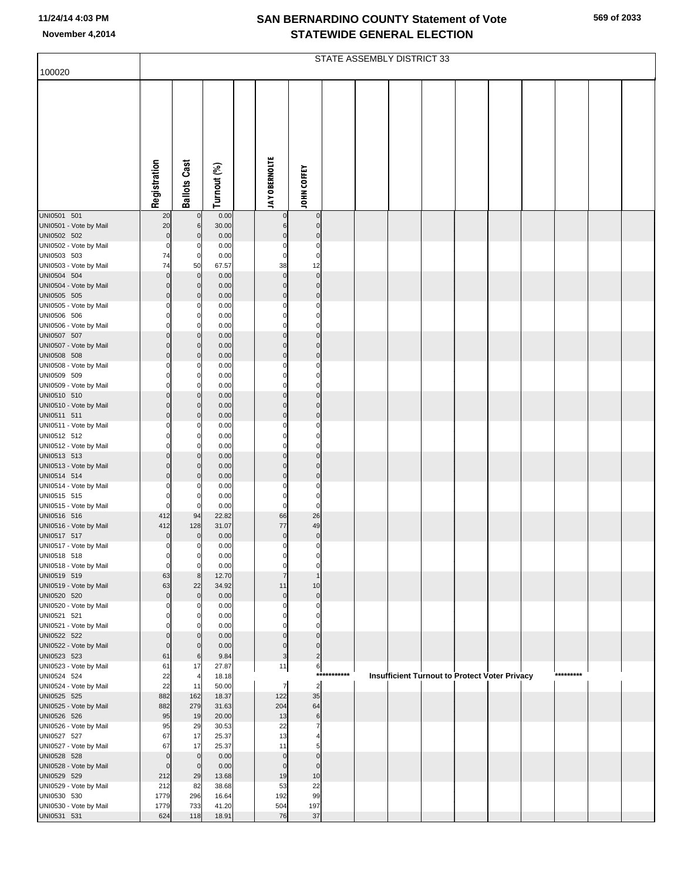# SAN BERNARDINO COUNTY Statement of Vote
## STATEWIDE GENERAL ELECTION

November 4,2014

STATE ASSEMBLY DISTRICT 33

100020

| | Registration | Ballots Cast | Turnout (%) | | JAY OBERNOLTE | JOHN COFFEY |
|---|---|---|---|---|---|---|
| UNI0501 501 | 20 | 0 | 0.00 | | 0 | 0 |
| UNI0501 - Vote by Mail | 20 | 6 | 30.00 | | 6 | 0 |
| UNI0502 502 | 0 | 0 | 0.00 | | 0 | 0 |
| UNI0502 - Vote by Mail | 0 | 0 | 0.00 | | 0 | 0 |
| UNI0503 503 | 74 | 0 | 0.00 | | 0 | 0 |
| UNI0503 - Vote by Mail | 74 | 50 | 67.57 | | 38 | 12 |
| UNI0504 504 | 0 | 0 | 0.00 | | 0 | 0 |
| UNI0504 - Vote by Mail | 0 | 0 | 0.00 | | 0 | 0 |
| UNI0505 505 | 0 | 0 | 0.00 | | 0 | 0 |
| UNI0505 - Vote by Mail | 0 | 0 | 0.00 | | 0 | 0 |
| UNI0506 506 | 0 | 0 | 0.00 | | 0 | 0 |
| UNI0506 - Vote by Mail | 0 | 0 | 0.00 | | 0 | 0 |
| UNI0507 507 | 0 | 0 | 0.00 | | 0 | 0 |
| UNI0507 - Vote by Mail | 0 | 0 | 0.00 | | 0 | 0 |
| UNI0508 508 | 0 | 0 | 0.00 | | 0 | 0 |
| UNI0508 - Vote by Mail | 0 | 0 | 0.00 | | 0 | 0 |
| UNI0509 509 | 0 | 0 | 0.00 | | 0 | 0 |
| UNI0509 - Vote by Mail | 0 | 0 | 0.00 | | 0 | 0 |
| UNI0510 510 | 0 | 0 | 0.00 | | 0 | 0 |
| UNI0510 - Vote by Mail | 0 | 0 | 0.00 | | 0 | 0 |
| UNI0511 511 | 0 | 0 | 0.00 | | 0 | 0 |
| UNI0511 - Vote by Mail | 0 | 0 | 0.00 | | 0 | 0 |
| UNI0512 512 | 0 | 0 | 0.00 | | 0 | 0 |
| UNI0512 - Vote by Mail | 0 | 0 | 0.00 | | 0 | 0 |
| UNI0513 513 | 0 | 0 | 0.00 | | 0 | 0 |
| UNI0513 - Vote by Mail | 0 | 0 | 0.00 | | 0 | 0 |
| UNI0514 514 | 0 | 0 | 0.00 | | 0 | 0 |
| UNI0514 - Vote by Mail | 0 | 0 | 0.00 | | 0 | 0 |
| UNI0515 515 | 0 | 0 | 0.00 | | 0 | 0 |
| UNI0515 - Vote by Mail | 0 | 0 | 0.00 | | 0 | 0 |
| UNI0516 516 | 412 | 94 | 22.82 | | 66 | 26 |
| UNI0516 - Vote by Mail | 412 | 128 | 31.07 | | 77 | 49 |
| UNI0517 517 | 0 | 0 | 0.00 | | 0 | 0 |
| UNI0517 - Vote by Mail | 0 | 0 | 0.00 | | 0 | 0 |
| UNI0518 518 | 0 | 0 | 0.00 | | 0 | 0 |
| UNI0518 - Vote by Mail | 0 | 0 | 0.00 | | 0 | 0 |
| UNI0519 519 | 63 | 8 | 12.70 | | 7 | 1 |
| UNI0519 - Vote by Mail | 63 | 22 | 34.92 | | 11 | 10 |
| UNI0520 520 | 0 | 0 | 0.00 | | 0 | 0 |
| UNI0520 - Vote by Mail | 0 | 0 | 0.00 | | 0 | 0 |
| UNI0521 521 | 0 | 0 | 0.00 | | 0 | 0 |
| UNI0521 - Vote by Mail | 0 | 0 | 0.00 | | 0 | 0 |
| UNI0522 522 | 0 | 0 | 0.00 | | 0 | 0 |
| UNI0522 - Vote by Mail | 0 | 0 | 0.00 | | 0 | 0 |
| UNI0523 523 | 61 | 6 | 9.84 | | 3 | 2 |
| UNI0523 - Vote by Mail | 61 | 17 | 27.87 | | 11 | 6 |
| UNI0524 524 | 22 | 4 | 18.18 | | *********** Insufficient Turnout to Protect Voter Privacy ********* | |
| UNI0524 - Vote by Mail | 22 | 11 | 50.00 | | 7 | 2 |
| UNI0525 525 | 882 | 162 | 18.37 | | 122 | 35 |
| UNI0525 - Vote by Mail | 882 | 279 | 31.63 | | 204 | 64 |
| UNI0526 526 | 95 | 19 | 20.00 | | 13 | 6 |
| UNI0526 - Vote by Mail | 95 | 29 | 30.53 | | 22 | 7 |
| UNI0527 527 | 67 | 17 | 25.37 | | 13 | 4 |
| UNI0527 - Vote by Mail | 67 | 17 | 25.37 | | 11 | 5 |
| UNI0528 528 | 0 | 0 | 0.00 | | 0 | 0 |
| UNI0528 - Vote by Mail | 0 | 0 | 0.00 | | 0 | 0 |
| UNI0529 529 | 212 | 29 | 13.68 | | 19 | 10 |
| UNI0529 - Vote by Mail | 212 | 82 | 38.68 | | 53 | 22 |
| UNI0530 530 | 1779 | 296 | 16.64 | | 192 | 99 |
| UNI0530 - Vote by Mail | 1779 | 733 | 41.20 | | 504 | 197 |
| UNI0531 531 | 624 | 118 | 18.91 | | 76 | 37 |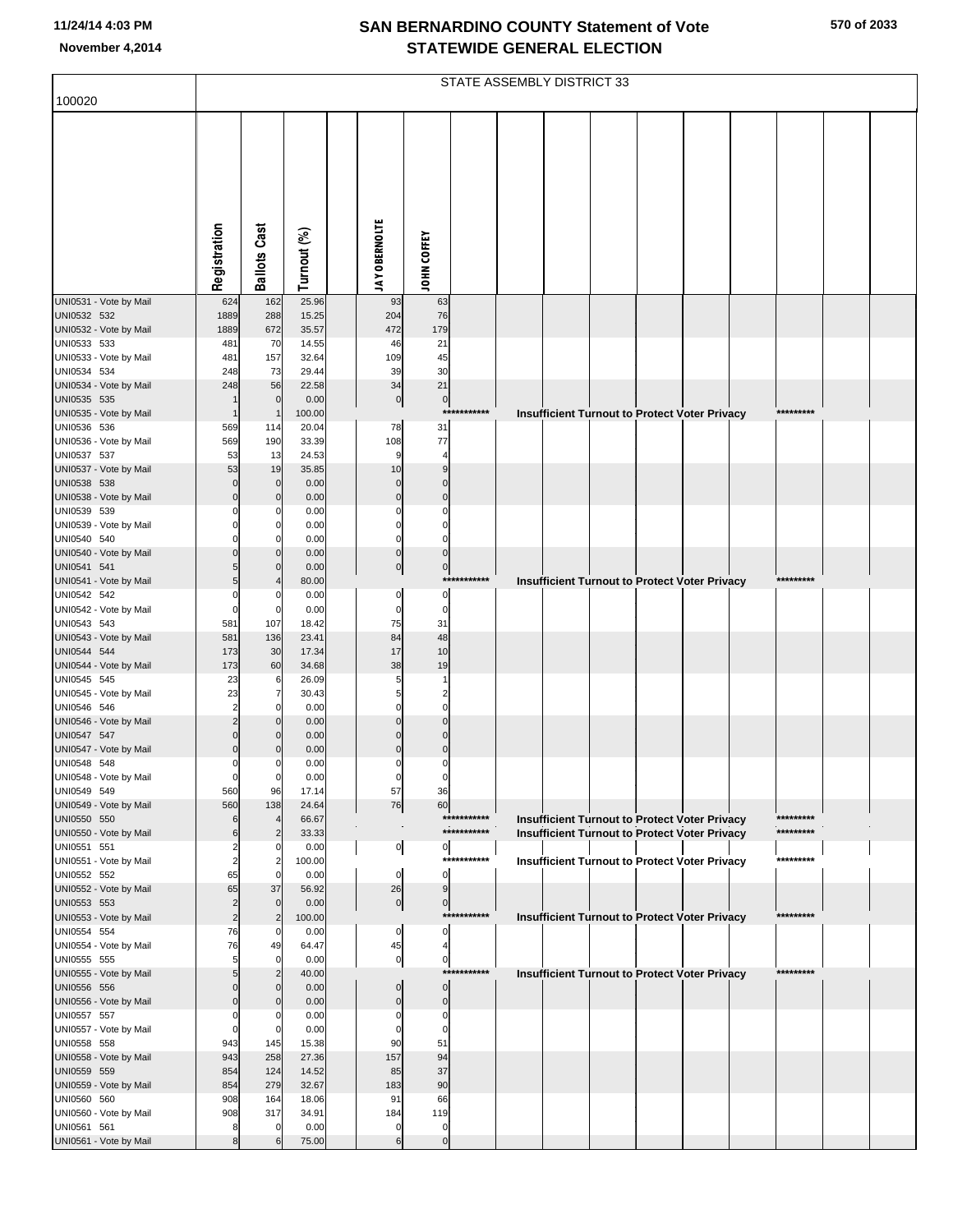# SAN BERNARDINO COUNTY Statement of Vote
# STATEWIDE GENERAL ELECTION

November 4,2014

STATE ASSEMBLY DISTRICT 33

100020

| | Registration | Ballots Cast | Turnout (%) | | JAY OBERNOLTE | JOHN COFFEY | |
|---|---|---|---|---|---|---|---|
| UNI0531 - Vote by Mail | 624 | 162 | 25.96 | | 93 | 63 | |
| UNI0532 532 | 1889 | 288 | 15.25 | | 204 | 76 | |
| UNI0532 - Vote by Mail | 1889 | 672 | 35.57 | | 472 | 179 | |
| UNI0533 533 | 481 | 70 | 14.55 | | 46 | 21 | |
| UNI0533 - Vote by Mail | 481 | 157 | 32.64 | | 109 | 45 | |
| UNI0534 534 | 248 | 73 | 29.44 | | 39 | 30 | |
| UNI0534 - Vote by Mail | 248 | 56 | 22.58 | | 34 | 21 | |
| UNI0535 535 | 1 | 0 | 0.00 | | 0 | 0 | |
| UNI0535 - Vote by Mail | 1 | 1 | 100.00 | | | *********** | Insufficient Turnout to Protect Voter Privacy ********* |
| UNI0536 536 | 569 | 114 | 20.04 | | 78 | 31 | |
| UNI0536 - Vote by Mail | 569 | 190 | 33.39 | | 108 | 77 | |
| UNI0537 537 | 53 | 13 | 24.53 | | 9 | 4 | |
| UNI0537 - Vote by Mail | 53 | 19 | 35.85 | | 10 | 9 | |
| UNI0538 538 | 0 | 0 | 0.00 | | 0 | 0 | |
| UNI0538 - Vote by Mail | 0 | 0 | 0.00 | | 0 | 0 | |
| UNI0539 539 | 0 | 0 | 0.00 | | 0 | 0 | |
| UNI0539 - Vote by Mail | 0 | 0 | 0.00 | | 0 | 0 | |
| UNI0540 540 | 0 | 0 | 0.00 | | 0 | 0 | |
| UNI0540 - Vote by Mail | 0 | 0 | 0.00 | | 0 | 0 | |
| UNI0541 541 | 5 | 0 | 0.00 | | 0 | 0 | |
| UNI0541 - Vote by Mail | 5 | 4 | 80.00 | | | *********** | Insufficient Turnout to Protect Voter Privacy ********* |
| UNI0542 542 | 0 | 0 | 0.00 | | 0 | 0 | |
| UNI0542 - Vote by Mail | 0 | 0 | 0.00 | | 0 | 0 | |
| UNI0543 543 | 581 | 107 | 18.42 | | 75 | 31 | |
| UNI0543 - Vote by Mail | 581 | 136 | 23.41 | | 84 | 48 | |
| UNI0544 544 | 173 | 30 | 17.34 | | 17 | 10 | |
| UNI0544 - Vote by Mail | 173 | 60 | 34.68 | | 38 | 19 | |
| UNI0545 545 | 23 | 6 | 26.09 | | 5 | 1 | |
| UNI0545 - Vote by Mail | 23 | 7 | 30.43 | | 5 | 2 | |
| UNI0546 546 | 2 | 0 | 0.00 | | 0 | 0 | |
| UNI0546 - Vote by Mail | 2 | 0 | 0.00 | | 0 | 0 | |
| UNI0547 547 | 0 | 0 | 0.00 | | 0 | 0 | |
| UNI0547 - Vote by Mail | 0 | 0 | 0.00 | | 0 | 0 | |
| UNI0548 548 | 0 | 0 | 0.00 | | 0 | 0 | |
| UNI0548 - Vote by Mail | 0 | 0 | 0.00 | | 0 | 0 | |
| UNI0549 549 | 560 | 96 | 17.14 | | 57 | 36 | |
| UNI0549 - Vote by Mail | 560 | 138 | 24.64 | | 76 | 60 | |
| UNI0550 550 | 6 | 4 | 66.67 | | | *********** | Insufficient Turnout to Protect Voter Privacy ********* |
| UNI0550 - Vote by Mail | 6 | 2 | 33.33 | | | *********** | Insufficient Turnout to Protect Voter Privacy ********* |
| UNI0551 551 | 2 | 0 | 0.00 | | 0 | 0 | |
| UNI0551 - Vote by Mail | 2 | 2 | 100.00 | | | *********** | Insufficient Turnout to Protect Voter Privacy ********* |
| UNI0552 552 | 65 | 0 | 0.00 | | 0 | 0 | |
| UNI0552 - Vote by Mail | 65 | 37 | 56.92 | | 26 | 9 | |
| UNI0553 553 | 2 | 0 | 0.00 | | 0 | 0 | |
| UNI0553 - Vote by Mail | 2 | 2 | 100.00 | | | *********** | Insufficient Turnout to Protect Voter Privacy ********* |
| UNI0554 554 | 76 | 0 | 0.00 | | 0 | 0 | |
| UNI0554 - Vote by Mail | 76 | 49 | 64.47 | | 45 | 4 | |
| UNI0555 555 | 5 | 0 | 0.00 | | 0 | 0 | |
| UNI0555 - Vote by Mail | 5 | 2 | 40.00 | | | *********** | Insufficient Turnout to Protect Voter Privacy ********* |
| UNI0556 556 | 0 | 0 | 0.00 | | 0 | 0 | |
| UNI0556 - Vote by Mail | 0 | 0 | 0.00 | | 0 | 0 | |
| UNI0557 557 | 0 | 0 | 0.00 | | 0 | 0 | |
| UNI0557 - Vote by Mail | 0 | 0 | 0.00 | | 0 | 0 | |
| UNI0558 558 | 943 | 145 | 15.38 | | 90 | 51 | |
| UNI0558 - Vote by Mail | 943 | 258 | 27.36 | | 157 | 94 | |
| UNI0559 559 | 854 | 124 | 14.52 | | 85 | 37 | |
| UNI0559 - Vote by Mail | 854 | 279 | 32.67 | | 183 | 90 | |
| UNI0560 560 | 908 | 164 | 18.06 | | 91 | 66 | |
| UNI0560 - Vote by Mail | 908 | 317 | 34.91 | | 184 | 119 | |
| UNI0561 561 | 8 | 0 | 0.00 | | 0 | 0 | |
| UNI0561 - Vote by Mail | 8 | 6 | 75.00 | | 6 | 0 | |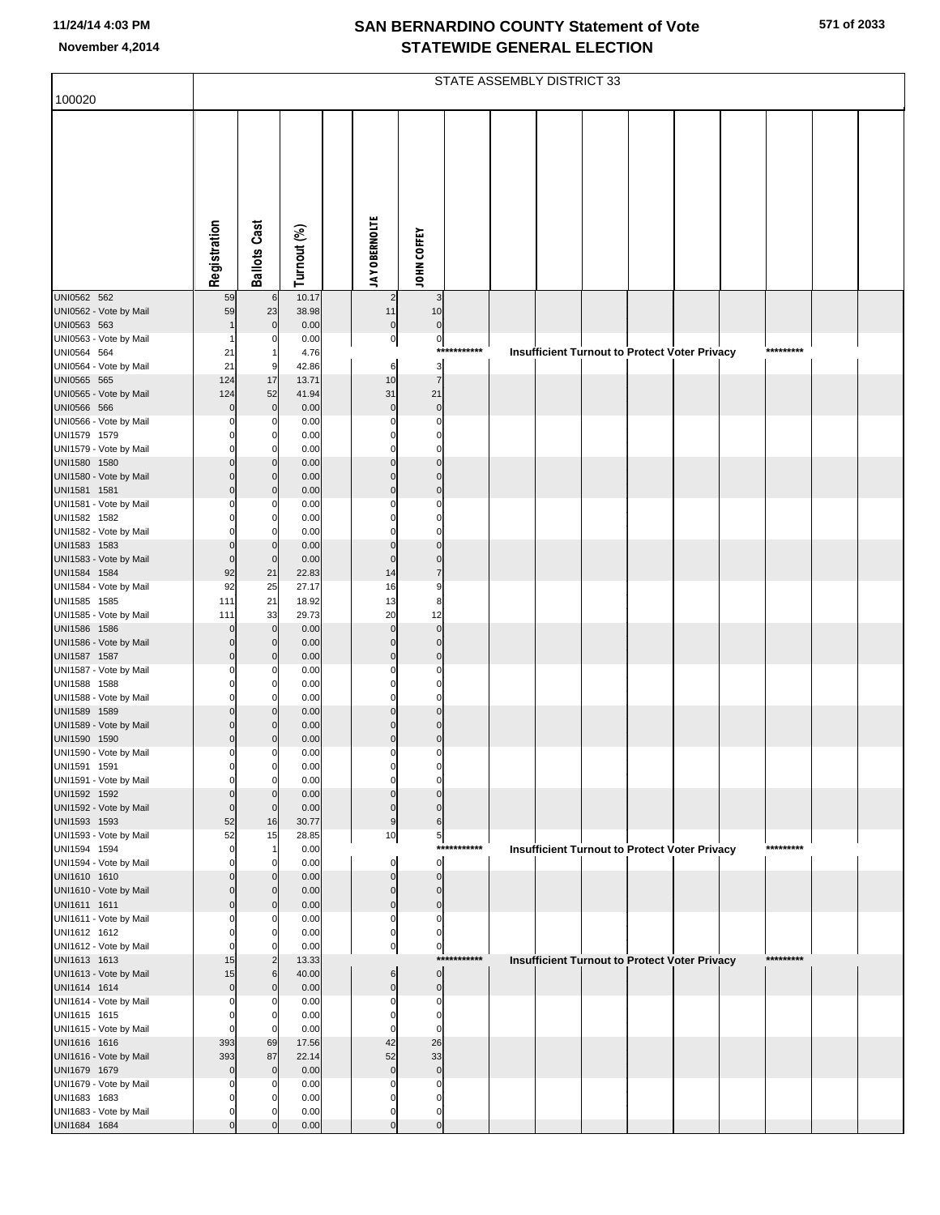# SAN BERNARDINO COUNTY Statement of Vote
## STATEWIDE GENERAL ELECTION

11/24/14 4:03 PM
November 4,2014

100020

STATE ASSEMBLY DISTRICT 33

| | Registration | Ballots Cast | Turnout (%) | | JAY OBERNOLTE | JOHN COFFEY | | | | | | | | | | |
|---|---|---|---|---|---|---|---|---|---|---|---|---|---|---|---|---|
| UNI0562 562 | 59 | 6 | 10.17 | | 2 | 3 | | | | | | | | | | |
| UNI0562 - Vote by Mail | 59 | 23 | 38.98 | | 11 | 10 | | | | | | | | | | |
| UNI0563 563 | 1 | 0 | 0.00 | | 0 | 0 | | | | | | | | | | |
| UNI0563 - Vote by Mail | 1 | 0 | 0.00 | | 0 | 0 | | | | | | | | | | |
| UNI0564 564 | 21 | 1 | 4.76 | | | *********** | Insufficient Turnout to Protect Voter Privacy | | | | | | | ********* | | |
| UNI0564 - Vote by Mail | 21 | 9 | 42.86 | | 6 | 3 | | | | | | | | | | |
| UNI0565 565 | 124 | 17 | 13.71 | | 10 | 7 | | | | | | | | | | |
| UNI0565 - Vote by Mail | 124 | 52 | 41.94 | | 31 | 21 | | | | | | | | | | |
| UNI0566 566 | 0 | 0 | 0.00 | | 0 | 0 | | | | | | | | | | |
| UNI0566 - Vote by Mail | 0 | 0 | 0.00 | | 0 | 0 | | | | | | | | | | |
| UNI1579 1579 | 0 | 0 | 0.00 | | 0 | 0 | | | | | | | | | | |
| UNI1579 - Vote by Mail | 0 | 0 | 0.00 | | 0 | 0 | | | | | | | | | | |
| UNI1580 1580 | 0 | 0 | 0.00 | | 0 | 0 | | | | | | | | | | |
| UNI1580 - Vote by Mail | 0 | 0 | 0.00 | | 0 | 0 | | | | | | | | | | |
| UNI1581 1581 | 0 | 0 | 0.00 | | 0 | 0 | | | | | | | | | | |
| UNI1581 - Vote by Mail | 0 | 0 | 0.00 | | 0 | 0 | | | | | | | | | | |
| UNI1582 1582 | 0 | 0 | 0.00 | | 0 | 0 | | | | | | | | | | |
| UNI1582 - Vote by Mail | 0 | 0 | 0.00 | | 0 | 0 | | | | | | | | | | |
| UNI1583 1583 | 0 | 0 | 0.00 | | 0 | 0 | | | | | | | | | | |
| UNI1583 - Vote by Mail | 0 | 0 | 0.00 | | 0 | 0 | | | | | | | | | | |
| UNI1584 1584 | 92 | 21 | 22.83 | | 14 | 7 | | | | | | | | | | |
| UNI1584 - Vote by Mail | 92 | 25 | 27.17 | | 16 | 9 | | | | | | | | | | |
| UNI1585 1585 | 111 | 21 | 18.92 | | 13 | 8 | | | | | | | | | | |
| UNI1585 - Vote by Mail | 111 | 33 | 29.73 | | 20 | 12 | | | | | | | | | | |
| UNI1586 1586 | 0 | 0 | 0.00 | | 0 | 0 | | | | | | | | | | |
| UNI1586 - Vote by Mail | 0 | 0 | 0.00 | | 0 | 0 | | | | | | | | | | |
| UNI1587 1587 | 0 | 0 | 0.00 | | 0 | 0 | | | | | | | | | | |
| UNI1587 - Vote by Mail | 0 | 0 | 0.00 | | 0 | 0 | | | | | | | | | | |
| UNI1588 1588 | 0 | 0 | 0.00 | | 0 | 0 | | | | | | | | | | |
| UNI1588 - Vote by Mail | 0 | 0 | 0.00 | | 0 | 0 | | | | | | | | | | |
| UNI1589 1589 | 0 | 0 | 0.00 | | 0 | 0 | | | | | | | | | | |
| UNI1589 - Vote by Mail | 0 | 0 | 0.00 | | 0 | 0 | | | | | | | | | | |
| UNI1590 1590 | 0 | 0 | 0.00 | | 0 | 0 | | | | | | | | | | |
| UNI1590 - Vote by Mail | 0 | 0 | 0.00 | | 0 | 0 | | | | | | | | | | |
| UNI1591 1591 | 0 | 0 | 0.00 | | 0 | 0 | | | | | | | | | | |
| UNI1591 - Vote by Mail | 0 | 0 | 0.00 | | 0 | 0 | | | | | | | | | | |
| UNI1592 1592 | 0 | 0 | 0.00 | | 0 | 0 | | | | | | | | | | |
| UNI1592 - Vote by Mail | 0 | 0 | 0.00 | | 0 | 0 | | | | | | | | | | |
| UNI1593 1593 | 52 | 16 | 30.77 | | 9 | 6 | | | | | | | | | | |
| UNI1593 - Vote by Mail | 52 | 15 | 28.85 | | 10 | 5 | | | | | | | | | | |
| UNI1594 1594 | 0 | 1 | 0.00 | | | *********** | Insufficient Turnout to Protect Voter Privacy | | | | | | | ********* | | |
| UNI1594 - Vote by Mail | 0 | 0 | 0.00 | | 0 | 0 | | | | | | | | | | |
| UNI1610 1610 | 0 | 0 | 0.00 | | 0 | 0 | | | | | | | | | | |
| UNI1610 - Vote by Mail | 0 | 0 | 0.00 | | 0 | 0 | | | | | | | | | | |
| UNI1611 1611 | 0 | 0 | 0.00 | | 0 | 0 | | | | | | | | | | |
| UNI1611 - Vote by Mail | 0 | 0 | 0.00 | | 0 | 0 | | | | | | | | | | |
| UNI1612 1612 | 0 | 0 | 0.00 | | 0 | 0 | | | | | | | | | | |
| UNI1612 - Vote by Mail | 0 | 0 | 0.00 | | 0 | 0 | | | | | | | | | | |
| UNI1613 1613 | 15 | 2 | 13.33 | | | *********** | Insufficient Turnout to Protect Voter Privacy | | | | | | | ********* | | |
| UNI1613 - Vote by Mail | 15 | 6 | 40.00 | | 6 | 0 | | | | | | | | | | |
| UNI1614 1614 | 0 | 0 | 0.00 | | 0 | 0 | | | | | | | | | | |
| UNI1614 - Vote by Mail | 0 | 0 | 0.00 | | 0 | 0 | | | | | | | | | | |
| UNI1615 1615 | 0 | 0 | 0.00 | | 0 | 0 | | | | | | | | | | |
| UNI1615 - Vote by Mail | 0 | 0 | 0.00 | | 0 | 0 | | | | | | | | | | |
| UNI1616 1616 | 393 | 69 | 17.56 | | 42 | 26 | | | | | | | | | | |
| UNI1616 - Vote by Mail | 393 | 87 | 22.14 | | 52 | 33 | | | | | | | | | | |
| UNI1679 1679 | 0 | 0 | 0.00 | | 0 | 0 | | | | | | | | | | |
| UNI1679 - Vote by Mail | 0 | 0 | 0.00 | | 0 | 0 | | | | | | | | | | |
| UNI1683 1683 | 0 | 0 | 0.00 | | 0 | 0 | | | | | | | | | | |
| UNI1683 - Vote by Mail | 0 | 0 | 0.00 | | 0 | 0 | | | | | | | | | | |
| UNI1684 1684 | 0 | 0 | 0.00 | | 0 | 0 | | | | | | | | | | |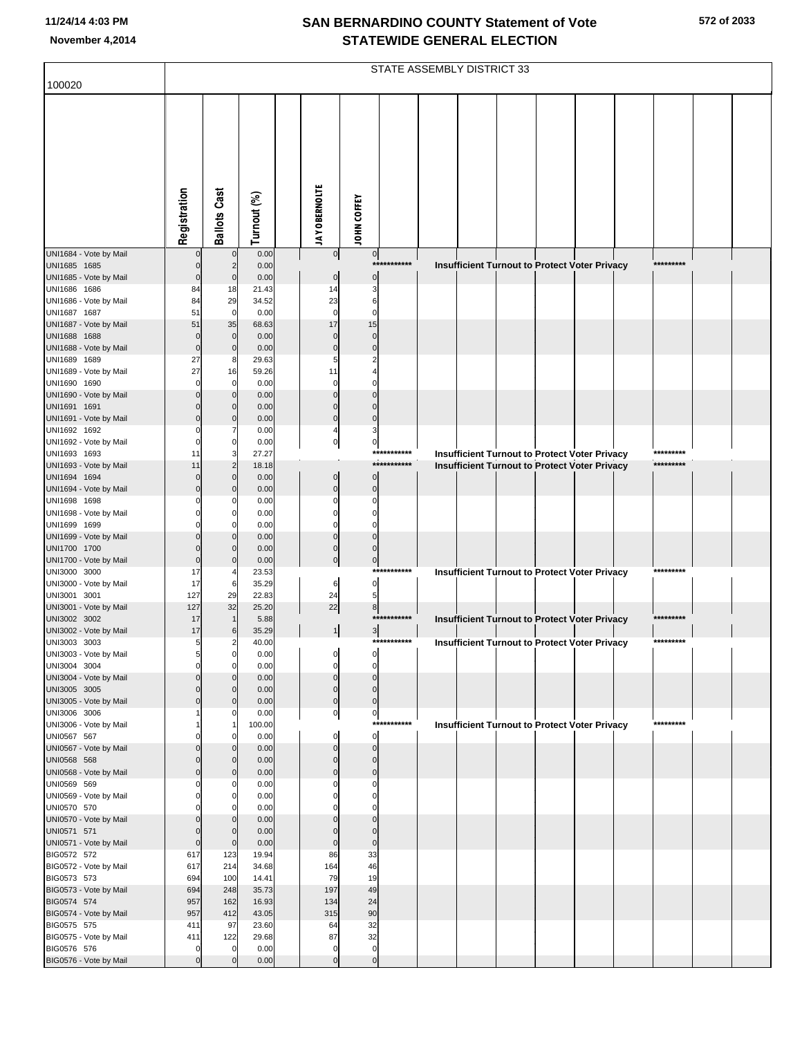# SAN BERNARDINO COUNTY Statement of Vote
## STATEWIDE GENERAL ELECTION

November 4,2014

100020

STATE ASSEMBLY DISTRICT 33

| | Registration | Ballots Cast | Turnout (%) | JAY OBERNOLTE | JOHN COFFEY | |
|---|---|---|---|---|---|---|
| UNI1684 - Vote by Mail | 0 | 0 | 0.00 | 0 | 0 | |
| UNI1685 1685 | 0 | 2 | 0.00 | | *********** | Insufficient Turnout to Protect Voter Privacy ********* |
| UNI1685 - Vote by Mail | 0 | 0 | 0.00 | 0 | 0 | |
| UNI1686 1686 | 84 | 18 | 21.43 | 14 | 3 | |
| UNI1686 - Vote by Mail | 84 | 29 | 34.52 | 23 | 6 | |
| UNI1687 1687 | 51 | 0 | 0.00 | 0 | 0 | |
| UNI1687 - Vote by Mail | 51 | 35 | 68.63 | 17 | 15 | |
| UNI1688 1688 | 0 | 0 | 0.00 | 0 | 0 | |
| UNI1688 - Vote by Mail | 0 | 0 | 0.00 | 0 | 0 | |
| UNI1689 1689 | 27 | 8 | 29.63 | 5 | 2 | |
| UNI1689 - Vote by Mail | 27 | 16 | 59.26 | 11 | 4 | |
| UNI1690 1690 | 0 | 0 | 0.00 | 0 | 0 | |
| UNI1690 - Vote by Mail | 0 | 0 | 0.00 | 0 | 0 | |
| UNI1691 1691 | 0 | 0 | 0.00 | 0 | 0 | |
| UNI1691 - Vote by Mail | 0 | 0 | 0.00 | 0 | 0 | |
| UNI1692 1692 | 0 | 7 | 0.00 | 4 | 3 | |
| UNI1692 - Vote by Mail | 0 | 0 | 0.00 | 0 | 0 | |
| UNI1693 1693 | 11 | 3 | 27.27 | | *********** | Insufficient Turnout to Protect Voter Privacy ********* |
| UNI1693 - Vote by Mail | 11 | 2 | 18.18 | | *********** | Insufficient Turnout to Protect Voter Privacy ********* |
| UNI1694 1694 | 0 | 0 | 0.00 | 0 | 0 | |
| UNI1694 - Vote by Mail | 0 | 0 | 0.00 | 0 | 0 | |
| UNI1698 1698 | 0 | 0 | 0.00 | 0 | 0 | |
| UNI1698 - Vote by Mail | 0 | 0 | 0.00 | 0 | 0 | |
| UNI1699 1699 | 0 | 0 | 0.00 | 0 | 0 | |
| UNI1699 - Vote by Mail | 0 | 0 | 0.00 | 0 | 0 | |
| UNI1700 1700 | 0 | 0 | 0.00 | 0 | 0 | |
| UNI1700 - Vote by Mail | 0 | 0 | 0.00 | 0 | 0 | |
| UNI3000 3000 | 17 | 4 | 23.53 | | *********** | Insufficient Turnout to Protect Voter Privacy ********* |
| UNI3000 - Vote by Mail | 17 | 6 | 35.29 | 6 | 0 | |
| UNI3001 3001 | 127 | 29 | 22.83 | 24 | 5 | |
| UNI3001 - Vote by Mail | 127 | 32 | 25.20 | 22 | 8 | |
| UNI3002 3002 | 17 | 1 | 5.88 | | *********** | Insufficient Turnout to Protect Voter Privacy ********* |
| UNI3002 - Vote by Mail | 17 | 6 | 35.29 | 1 | 3 | |
| UNI3003 3003 | 5 | 2 | 40.00 | | *********** | Insufficient Turnout to Protect Voter Privacy ********* |
| UNI3003 - Vote by Mail | 5 | 0 | 0.00 | 0 | 0 | |
| UNI3004 3004 | 0 | 0 | 0.00 | 0 | 0 | |
| UNI3004 - Vote by Mail | 0 | 0 | 0.00 | 0 | 0 | |
| UNI3005 3005 | 0 | 0 | 0.00 | 0 | 0 | |
| UNI3005 - Vote by Mail | 0 | 0 | 0.00 | 0 | 0 | |
| UNI3006 3006 | 1 | 0 | 0.00 | 0 | 0 | |
| UNI3006 - Vote by Mail | 1 | 1 | 100.00 | | *********** | Insufficient Turnout to Protect Voter Privacy ********* |
| UNI0567 567 | 0 | 0 | 0.00 | 0 | 0 | |
| UNI0567 - Vote by Mail | 0 | 0 | 0.00 | 0 | 0 | |
| UNI0568 568 | 0 | 0 | 0.00 | 0 | 0 | |
| UNI0568 - Vote by Mail | 0 | 0 | 0.00 | 0 | 0 | |
| UNI0569 569 | 0 | 0 | 0.00 | 0 | 0 | |
| UNI0569 - Vote by Mail | 0 | 0 | 0.00 | 0 | 0 | |
| UNI0570 570 | 0 | 0 | 0.00 | 0 | 0 | |
| UNI0570 - Vote by Mail | 0 | 0 | 0.00 | 0 | 0 | |
| UNI0571 571 | 0 | 0 | 0.00 | 0 | 0 | |
| UNI0571 - Vote by Mail | 0 | 0 | 0.00 | 0 | 0 | |
| BIG0572 572 | 617 | 123 | 19.94 | 86 | 33 | |
| BIG0572 - Vote by Mail | 617 | 214 | 34.68 | 164 | 46 | |
| BIG0573 573 | 694 | 100 | 14.41 | 79 | 19 | |
| BIG0573 - Vote by Mail | 694 | 248 | 35.73 | 197 | 49 | |
| BIG0574 574 | 957 | 162 | 16.93 | 134 | 24 | |
| BIG0574 - Vote by Mail | 957 | 412 | 43.05 | 315 | 90 | |
| BIG0575 575 | 411 | 97 | 23.60 | 64 | 32 | |
| BIG0575 - Vote by Mail | 411 | 122 | 29.68 | 87 | 32 | |
| BIG0576 576 | 0 | 0 | 0.00 | 0 | 0 | |
| BIG0576 - Vote by Mail | 0 | 0 | 0.00 | 0 | 0 | |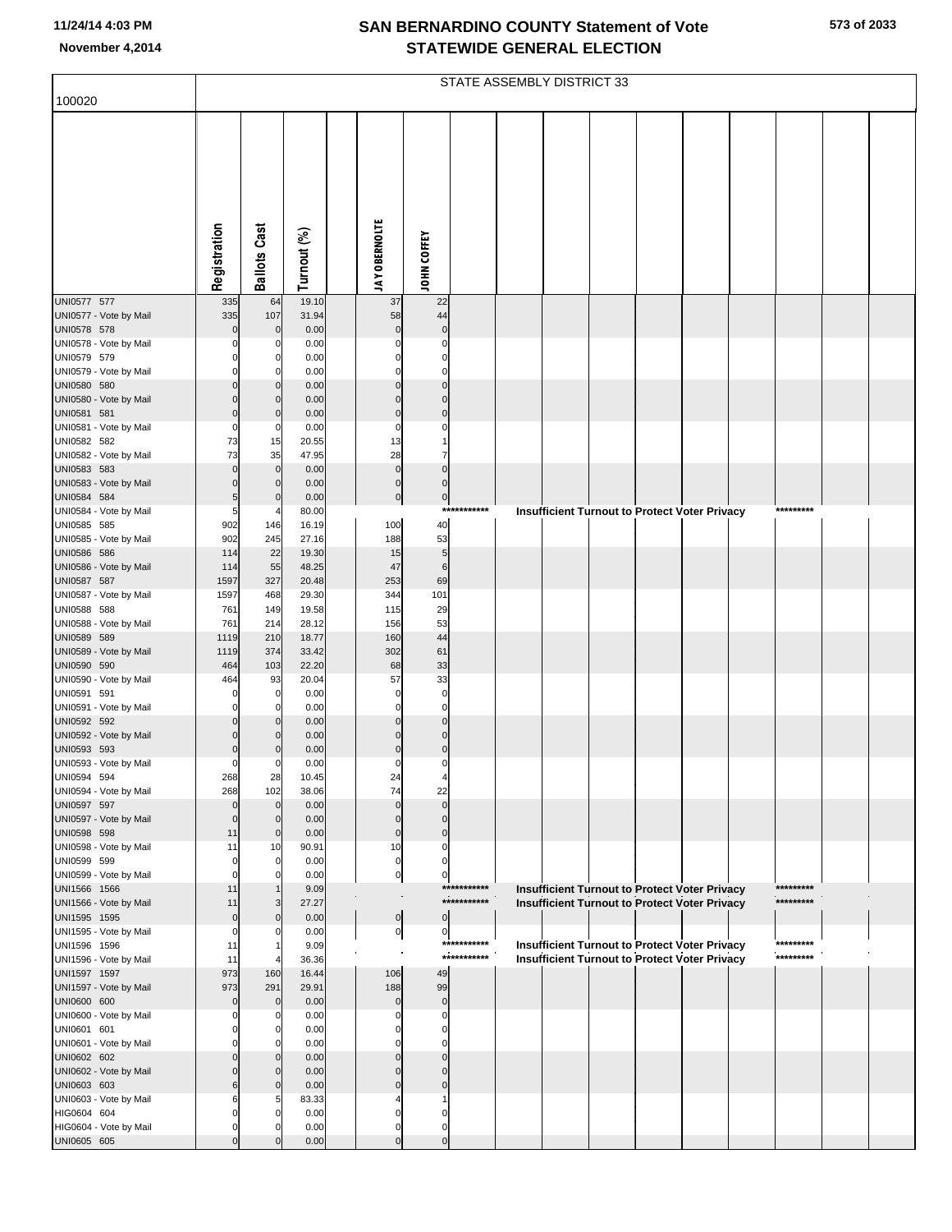# SAN BERNARDINO COUNTY Statement of Vote
# STATEWIDE GENERAL ELECTION

November 4,2014

## STATE ASSEMBLY DISTRICT 33

100020

| | Registration | Ballots Cast | Turnout (%) | JAY OBERNOLTE | JOHN COFFEY |
|---|---|---|---|---|---|
| UNI0577 577 | 335 | 64 | 19.10 | 37 | 22 |
| UNI0577 - Vote by Mail | 335 | 107 | 31.94 | 58 | 44 |
| UNI0578 578 | 0 | 0 | 0.00 | 0 | 0 |
| UNI0578 - Vote by Mail | 0 | 0 | 0.00 | 0 | 0 |
| UNI0579 579 | 0 | 0 | 0.00 | 0 | 0 |
| UNI0579 - Vote by Mail | 0 | 0 | 0.00 | 0 | 0 |
| UNI0580 580 | 0 | 0 | 0.00 | 0 | 0 |
| UNI0580 - Vote by Mail | 0 | 0 | 0.00 | 0 | 0 |
| UNI0581 581 | 0 | 0 | 0.00 | 0 | 0 |
| UNI0581 - Vote by Mail | 0 | 0 | 0.00 | 0 | 0 |
| UNI0582 582 | 73 | 15 | 20.55 | 13 | 1 |
| UNI0582 - Vote by Mail | 73 | 35 | 47.95 | 28 | 7 |
| UNI0583 583 | 0 | 0 | 0.00 | 0 | 0 |
| UNI0583 - Vote by Mail | 0 | 0 | 0.00 | 0 | 0 |
| UNI0584 584 | 5 | 0 | 0.00 | 0 | 0 |
| UNI0584 - Vote by Mail | 5 | 4 | 80.00 | *********** Insufficient Turnout to Protect Voter Privacy ********* | |
| UNI0585 585 | 902 | 146 | 16.19 | 100 | 40 |
| UNI0585 - Vote by Mail | 902 | 245 | 27.16 | 188 | 53 |
| UNI0586 586 | 114 | 22 | 19.30 | 15 | 5 |
| UNI0586 - Vote by Mail | 114 | 55 | 48.25 | 47 | 6 |
| UNI0587 587 | 1597 | 327 | 20.48 | 253 | 69 |
| UNI0587 - Vote by Mail | 1597 | 468 | 29.30 | 344 | 101 |
| UNI0588 588 | 761 | 149 | 19.58 | 115 | 29 |
| UNI0588 - Vote by Mail | 761 | 214 | 28.12 | 156 | 53 |
| UNI0589 589 | 1119 | 210 | 18.77 | 160 | 44 |
| UNI0589 - Vote by Mail | 1119 | 374 | 33.42 | 302 | 61 |
| UNI0590 590 | 464 | 103 | 22.20 | 68 | 33 |
| UNI0590 - Vote by Mail | 464 | 93 | 20.04 | 57 | 33 |
| UNI0591 591 | 0 | 0 | 0.00 | 0 | 0 |
| UNI0591 - Vote by Mail | 0 | 0 | 0.00 | 0 | 0 |
| UNI0592 592 | 0 | 0 | 0.00 | 0 | 0 |
| UNI0592 - Vote by Mail | 0 | 0 | 0.00 | 0 | 0 |
| UNI0593 593 | 0 | 0 | 0.00 | 0 | 0 |
| UNI0593 - Vote by Mail | 0 | 0 | 0.00 | 0 | 0 |
| UNI0594 594 | 268 | 28 | 10.45 | 24 | 4 |
| UNI0594 - Vote by Mail | 268 | 102 | 38.06 | 74 | 22 |
| UNI0597 597 | 0 | 0 | 0.00 | 0 | 0 |
| UNI0597 - Vote by Mail | 0 | 0 | 0.00 | 0 | 0 |
| UNI0598 598 | 11 | 0 | 0.00 | 0 | 0 |
| UNI0598 - Vote by Mail | 11 | 10 | 90.91 | 10 | 0 |
| UNI0599 599 | 0 | 0 | 0.00 | 0 | 0 |
| UNI0599 - Vote by Mail | 0 | 0 | 0.00 | 0 | 0 |
| UNI1566 1566 | 11 | 1 | 9.09 | *********** Insufficient Turnout to Protect Voter Privacy ********* | |
| UNI1566 - Vote by Mail | 11 | 3 | 27.27 | *********** Insufficient Turnout to Protect Voter Privacy ********* | |
| UNI1595 1595 | 0 | 0 | 0.00 | 0 | 0 |
| UNI1595 - Vote by Mail | 0 | 0 | 0.00 | 0 | 0 |
| UNI1596 1596 | 11 | 1 | 9.09 | *********** Insufficient Turnout to Protect Voter Privacy ********* | |
| UNI1596 - Vote by Mail | 11 | 4 | 36.36 | *********** Insufficient Turnout to Protect Voter Privacy ********* | |
| UNI1597 1597 | 973 | 160 | 16.44 | 106 | 49 |
| UNI1597 - Vote by Mail | 973 | 291 | 29.91 | 188 | 99 |
| UNI0600 600 | 0 | 0 | 0.00 | 0 | 0 |
| UNI0600 - Vote by Mail | 0 | 0 | 0.00 | 0 | 0 |
| UNI0601 601 | 0 | 0 | 0.00 | 0 | 0 |
| UNI0601 - Vote by Mail | 0 | 0 | 0.00 | 0 | 0 |
| UNI0602 602 | 0 | 0 | 0.00 | 0 | 0 |
| UNI0602 - Vote by Mail | 0 | 0 | 0.00 | 0 | 0 |
| UNI0603 603 | 6 | 0 | 0.00 | 0 | 0 |
| UNI0603 - Vote by Mail | 6 | 5 | 83.33 | 4 | 1 |
| HIG0604 604 | 0 | 0 | 0.00 | 0 | 0 |
| HIG0604 - Vote by Mail | 0 | 0 | 0.00 | 0 | 0 |
| UNI0605 605 | 0 | 0 | 0.00 | 0 | 0 |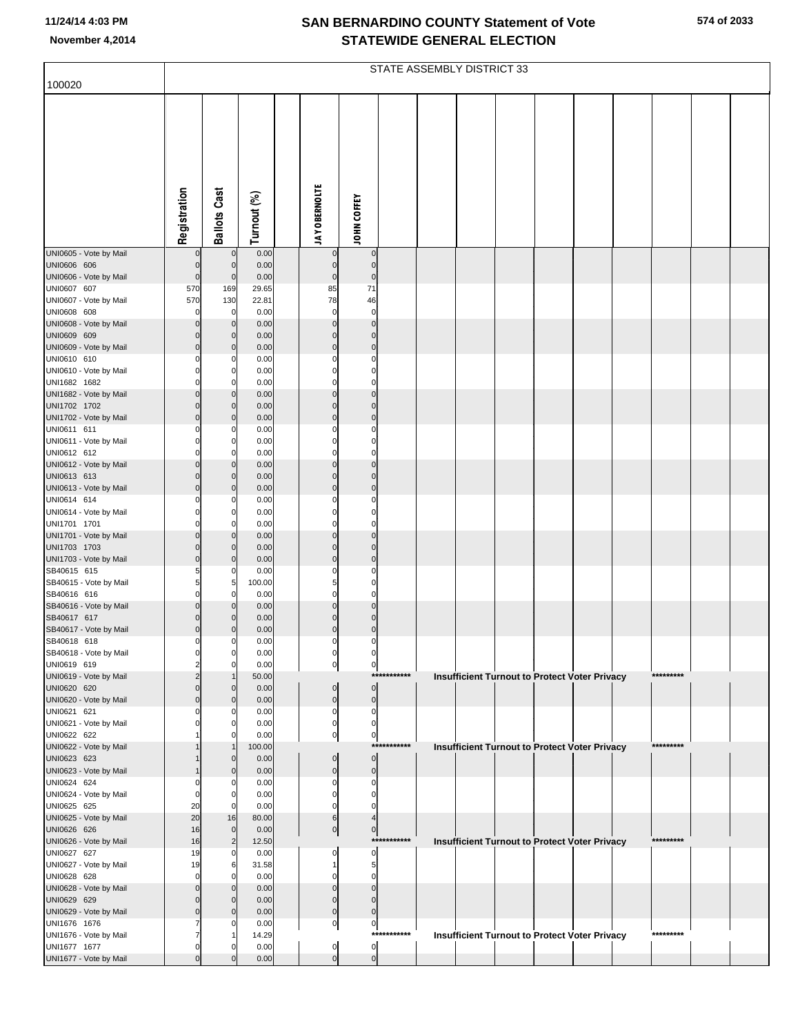# SAN BERNARDINO COUNTY Statement of Vote
# STATEWIDE GENERAL ELECTION

November 4,2014

100020

STATE ASSEMBLY DISTRICT 33

| | Registration | Ballots Cast | Turnout (%) | JAY OBERNOLTE | JOHN COFFEY |
|---|---|---|---|---|---|
| UNI0605 - Vote by Mail | 0 | 0 | 0.00 | 0 | 0 |
| UNI0606 606 | 0 | 0 | 0.00 | 0 | 0 |
| UNI0606 - Vote by Mail | 0 | 0 | 0.00 | 0 | 0 |
| UNI0607 607 | 570 | 169 | 29.65 | 85 | 71 |
| UNI0607 - Vote by Mail | 570 | 130 | 22.81 | 78 | 46 |
| UNI0608 608 | 0 | 0 | 0.00 | 0 | 0 |
| UNI0608 - Vote by Mail | 0 | 0 | 0.00 | 0 | 0 |
| UNI0609 609 | 0 | 0 | 0.00 | 0 | 0 |
| UNI0609 - Vote by Mail | 0 | 0 | 0.00 | 0 | 0 |
| UNI0610 610 | 0 | 0 | 0.00 | 0 | 0 |
| UNI0610 - Vote by Mail | 0 | 0 | 0.00 | 0 | 0 |
| UNI1682 1682 | 0 | 0 | 0.00 | 0 | 0 |
| UNI1682 - Vote by Mail | 0 | 0 | 0.00 | 0 | 0 |
| UNI1702 1702 | 0 | 0 | 0.00 | 0 | 0 |
| UNI1702 - Vote by Mail | 0 | 0 | 0.00 | 0 | 0 |
| UNI0611 611 | 0 | 0 | 0.00 | 0 | 0 |
| UNI0611 - Vote by Mail | 0 | 0 | 0.00 | 0 | 0 |
| UNI0612 612 | 0 | 0 | 0.00 | 0 | 0 |
| UNI0612 - Vote by Mail | 0 | 0 | 0.00 | 0 | 0 |
| UNI0613 613 | 0 | 0 | 0.00 | 0 | 0 |
| UNI0613 - Vote by Mail | 0 | 0 | 0.00 | 0 | 0 |
| UNI0614 614 | 0 | 0 | 0.00 | 0 | 0 |
| UNI0614 - Vote by Mail | 0 | 0 | 0.00 | 0 | 0 |
| UNI1701 1701 | 0 | 0 | 0.00 | 0 | 0 |
| UNI1701 - Vote by Mail | 0 | 0 | 0.00 | 0 | 0 |
| UNI1703 1703 | 0 | 0 | 0.00 | 0 | 0 |
| UNI1703 - Vote by Mail | 0 | 0 | 0.00 | 0 | 0 |
| SB40615 615 | 5 | 0 | 0.00 | 0 | 0 |
| SB40615 - Vote by Mail | 5 | 5 | 100.00 | 5 | 0 |
| SB40616 616 | 0 | 0 | 0.00 | 0 | 0 |
| SB40616 - Vote by Mail | 0 | 0 | 0.00 | 0 | 0 |
| SB40617 617 | 0 | 0 | 0.00 | 0 | 0 |
| SB40617 - Vote by Mail | 0 | 0 | 0.00 | 0 | 0 |
| SB40618 618 | 0 | 0 | 0.00 | 0 | 0 |
| SB40618 - Vote by Mail | 0 | 0 | 0.00 | 0 | 0 |
| UNI0619 619 | 2 | 0 | 0.00 | 0 | 0 |
| UNI0619 - Vote by Mail | 2 | 1 | 50.00 | *********** Insufficient Turnout to Protect Voter Privacy ********* | |
| UNI0620 620 | 0 | 0 | 0.00 | 0 | 0 |
| UNI0620 - Vote by Mail | 0 | 0 | 0.00 | 0 | 0 |
| UNI0621 621 | 0 | 0 | 0.00 | 0 | 0 |
| UNI0621 - Vote by Mail | 0 | 0 | 0.00 | 0 | 0 |
| UNI0622 622 | 1 | 0 | 0.00 | 0 | 0 |
| UNI0622 - Vote by Mail | 1 | 1 | 100.00 | *********** Insufficient Turnout to Protect Voter Privacy ********* | |
| UNI0623 623 | 1 | 0 | 0.00 | 0 | 0 |
| UNI0623 - Vote by Mail | 1 | 0 | 0.00 | 0 | 0 |
| UNI0624 624 | 0 | 0 | 0.00 | 0 | 0 |
| UNI0624 - Vote by Mail | 0 | 0 | 0.00 | 0 | 0 |
| UNI0625 625 | 20 | 0 | 0.00 | 0 | 0 |
| UNI0625 - Vote by Mail | 20 | 16 | 80.00 | 6 | 4 |
| UNI0626 626 | 16 | 0 | 0.00 | 0 | 0 |
| UNI0626 - Vote by Mail | 16 | 2 | 12.50 | *********** Insufficient Turnout to Protect Voter Privacy ********* | |
| UNI0627 627 | 19 | 0 | 0.00 | 0 | 0 |
| UNI0627 - Vote by Mail | 19 | 6 | 31.58 | 1 | 5 |
| UNI0628 628 | 0 | 0 | 0.00 | 0 | 0 |
| UNI0628 - Vote by Mail | 0 | 0 | 0.00 | 0 | 0 |
| UNI0629 629 | 0 | 0 | 0.00 | 0 | 0 |
| UNI0629 - Vote by Mail | 0 | 0 | 0.00 | 0 | 0 |
| UNI1676 1676 | 7 | 0 | 0.00 | 0 | 0 |
| UNI1676 - Vote by Mail | 7 | 1 | 14.29 | *********** Insufficient Turnout to Protect Voter Privacy ********* | |
| UNI1677 1677 | 0 | 0 | 0.00 | 0 | 0 |
| UNI1677 - Vote by Mail | 0 | 0 | 0.00 | 0 | 0 |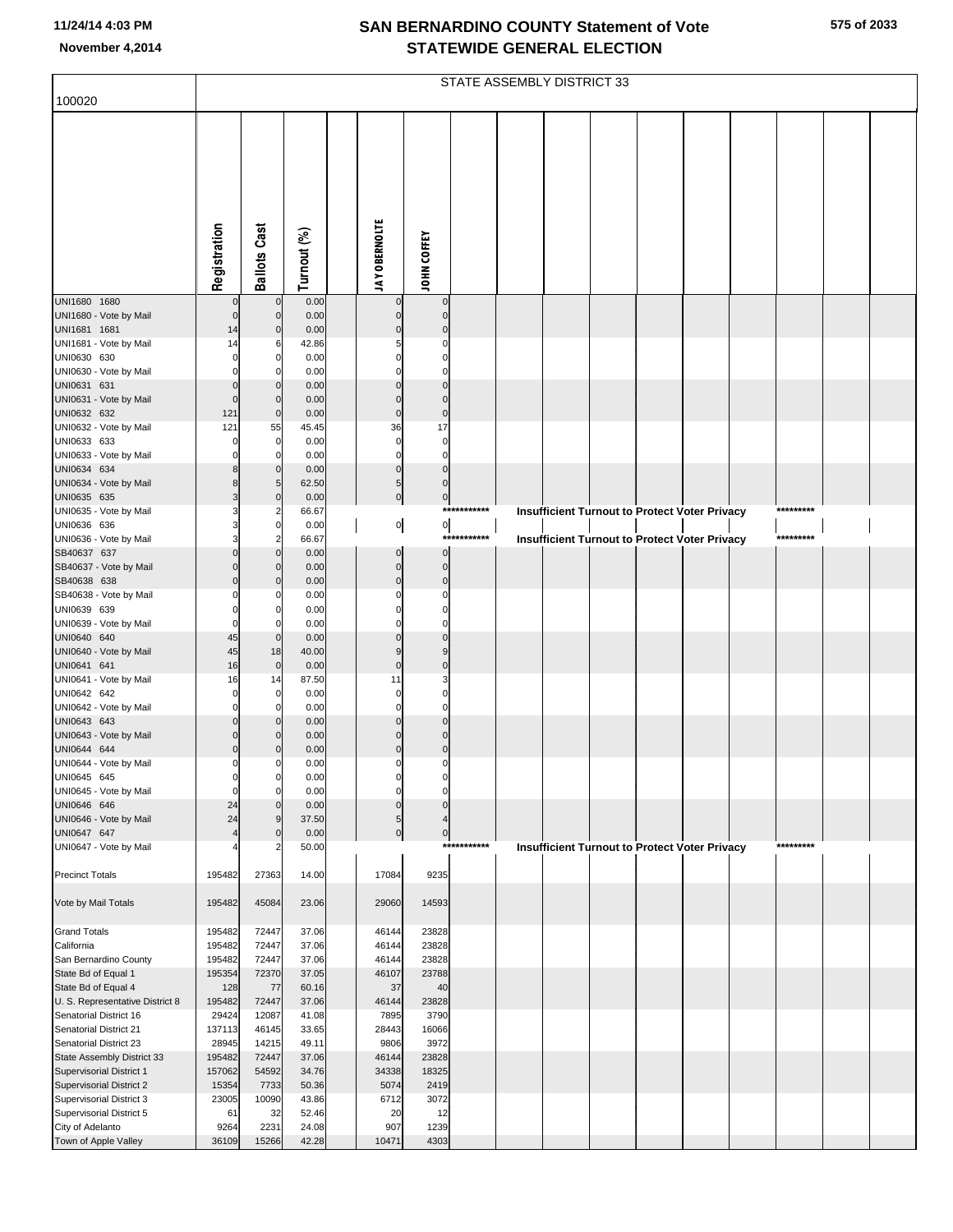# SAN BERNARDINO COUNTY Statement of Vote
## STATEWIDE GENERAL ELECTION

11/24/14 4:03 PM
November 4,2014

100020

STATE ASSEMBLY DISTRICT 33

| | Registration | Ballots Cast | Turnout (%) | | JAY OBERNOLTE | JOHN COFFEY | | | | | | | | | |
|---|---|---|---|---|---|---|---|---|---|---|---|---|---|---|---|
| UNI1680 1680 | 0 | 0 | 0.00 | | 0 | 0 | | | | | | | | | |
| UNI1680 - Vote by Mail | 0 | 0 | 0.00 | | 0 | 0 | | | | | | | | | |
| UNI1681 1681 | 14 | 0 | 0.00 | | 0 | 0 | | | | | | | | | |
| UNI1681 - Vote by Mail | 14 | 6 | 42.86 | | 5 | 0 | | | | | | | | | |
| UNI0630 630 | 0 | 0 | 0.00 | | 0 | 0 | | | | | | | | | |
| UNI0630 - Vote by Mail | 0 | 0 | 0.00 | | 0 | 0 | | | | | | | | | |
| UNI0631 631 | 0 | 0 | 0.00 | | 0 | 0 | | | | | | | | | |
| UNI0631 - Vote by Mail | 0 | 0 | 0.00 | | 0 | 0 | | | | | | | | | |
| UNI0632 632 | 121 | 0 | 0.00 | | 0 | 0 | | | | | | | | | |
| UNI0632 - Vote by Mail | 121 | 55 | 45.45 | | 36 | 17 | | | | | | | | | |
| UNI0633 633 | 0 | 0 | 0.00 | | 0 | 0 | | | | | | | | | |
| UNI0633 - Vote by Mail | 0 | 0 | 0.00 | | 0 | 0 | | | | | | | | | |
| UNI0634 634 | 8 | 0 | 0.00 | | 0 | 0 | | | | | | | | | |
| UNI0634 - Vote by Mail | 8 | 5 | 62.50 | | 5 | 0 | | | | | | | | | |
| UNI0635 635 | 3 | 0 | 0.00 | | 0 | 0 | | | | | | | | | |
| UNI0635 - Vote by Mail | 3 | 2 | 66.67 | | | | *********** | | Insufficient Turnout to Protect Voter Privacy | | | | | ********* | |
| UNI0636 636 | 3 | 0 | 0.00 | | 0 | 0 | | | | | | | | | |
| UNI0636 - Vote by Mail | 3 | 2 | 66.67 | | | | *********** | | Insufficient Turnout to Protect Voter Privacy | | | | | ********* | |
| SB40637 637 | 0 | 0 | 0.00 | | 0 | 0 | | | | | | | | | |
| SB40637 - Vote by Mail | 0 | 0 | 0.00 | | 0 | 0 | | | | | | | | | |
| SB40638 638 | 0 | 0 | 0.00 | | 0 | 0 | | | | | | | | | |
| SB40638 - Vote by Mail | 0 | 0 | 0.00 | | 0 | 0 | | | | | | | | | |
| UNI0639 639 | 0 | 0 | 0.00 | | 0 | 0 | | | | | | | | | |
| UNI0639 - Vote by Mail | 0 | 0 | 0.00 | | 0 | 0 | | | | | | | | | |
| UNI0640 640 | 45 | 0 | 0.00 | | 0 | 0 | | | | | | | | | |
| UNI0640 - Vote by Mail | 45 | 18 | 40.00 | | 9 | 9 | | | | | | | | | |
| UNI0641 641 | 16 | 0 | 0.00 | | 0 | 0 | | | | | | | | | |
| UNI0641 - Vote by Mail | 16 | 14 | 87.50 | | 11 | 3 | | | | | | | | | |
| UNI0642 642 | 0 | 0 | 0.00 | | 0 | 0 | | | | | | | | | |
| UNI0642 - Vote by Mail | 0 | 0 | 0.00 | | 0 | 0 | | | | | | | | | |
| UNI0643 643 | 0 | 0 | 0.00 | | 0 | 0 | | | | | | | | | |
| UNI0643 - Vote by Mail | 0 | 0 | 0.00 | | 0 | 0 | | | | | | | | | |
| UNI0644 644 | 0 | 0 | 0.00 | | 0 | 0 | | | | | | | | | |
| UNI0644 - Vote by Mail | 0 | 0 | 0.00 | | 0 | 0 | | | | | | | | | |
| UNI0645 645 | 0 | 0 | 0.00 | | 0 | 0 | | | | | | | | | |
| UNI0645 - Vote by Mail | 0 | 0 | 0.00 | | 0 | 0 | | | | | | | | | |
| UNI0646 646 | 24 | 0 | 0.00 | | 0 | 0 | | | | | | | | | |
| UNI0646 - Vote by Mail | 24 | 9 | 37.50 | | 5 | 4 | | | | | | | | | |
| UNI0647 647 | 4 | 0 | 0.00 | | 0 | 0 | | | | | | | | | |
| UNI0647 - Vote by Mail | 4 | 2 | 50.00 | | | | *********** | | Insufficient Turnout to Protect Voter Privacy | | | | | ********* | |
| Precinct Totals | 195482 | 27363 | 14.00 | | 17084 | 9235 | | | | | | | | | |
| Vote by Mail Totals | 195482 | 45084 | 23.06 | | 29060 | 14593 | | | | | | | | | |
| Grand Totals | 195482 | 72447 | 37.06 | | 46144 | 23828 | | | | | | | | | |
| California | 195482 | 72447 | 37.06 | | 46144 | 23828 | | | | | | | | | |
| San Bernardino County | 195482 | 72447 | 37.06 | | 46144 | 23828 | | | | | | | | | |
| State Bd of Equal 1 | 195354 | 72370 | 37.05 | | 46107 | 23788 | | | | | | | | | |
| State Bd of Equal 4 | 128 | 77 | 60.16 | | 37 | 40 | | | | | | | | | |
| U. S. Representative District 8 | 195482 | 72447 | 37.06 | | 46144 | 23828 | | | | | | | | | |
| Senatorial District 16 | 29424 | 12087 | 41.08 | | 7895 | 3790 | | | | | | | | | |
| Senatorial District 21 | 137113 | 46145 | 33.65 | | 28443 | 16066 | | | | | | | | | |
| Senatorial District 23 | 28945 | 14215 | 49.11 | | 9806 | 3972 | | | | | | | | | |
| State Assembly District 33 | 195482 | 72447 | 37.06 | | 46144 | 23828 | | | | | | | | | |
| Supervisorial District 1 | 157062 | 54592 | 34.76 | | 34338 | 18325 | | | | | | | | | |
| Supervisorial District 2 | 15354 | 7733 | 50.36 | | 5074 | 2419 | | | | | | | | | |
| Supervisorial District 3 | 23005 | 10090 | 43.86 | | 6712 | 3072 | | | | | | | | | |
| Supervisorial District 5 | 61 | 32 | 52.46 | | 20 | 12 | | | | | | | | | |
| City of Adelanto | 9264 | 2231 | 24.08 | | 907 | 1239 | | | | | | | | | |
| Town of Apple Valley | 36109 | 15266 | 42.28 | | 10471 | 4303 | | | | | | | | | |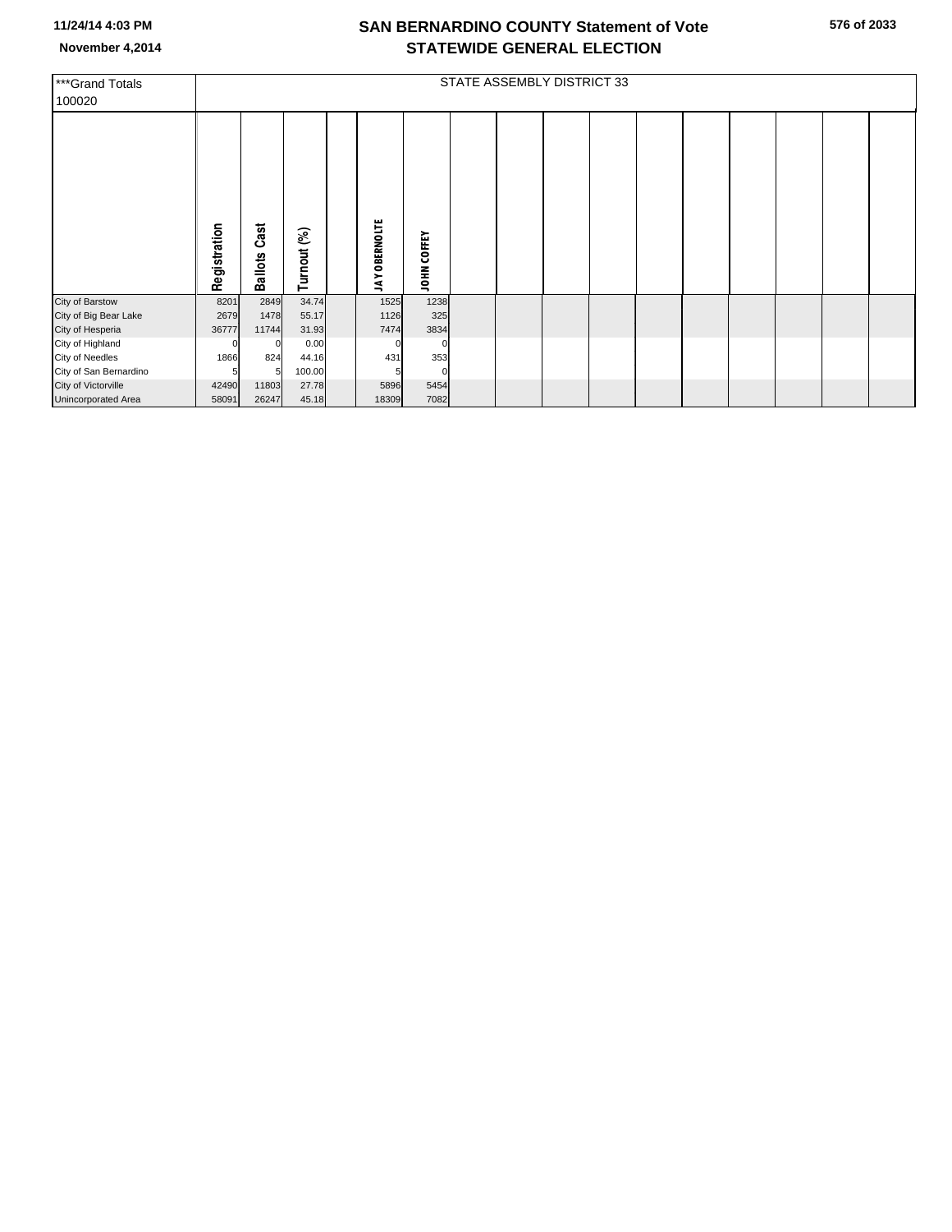# SAN BERNARDINO COUNTY Statement of Vote
## STATEWIDE GENERAL ELECTION

November 4,2014

| ***Grand Totals 100020 | STATE ASSEMBLY DISTRICT 33 | | | | | | | | | | | | | | | | |
|---|---|---|---|---|---|---|---|---|---|---|---|---|---|---|---|---|---|
| | Registration | Ballots Cast | Turnout (%) | | JAY OBERNOLTE | JOHN COFFEY | | | | | | | | | | | |
| City of Barstow | 8201 | 2849 | 34.74 | | 1525 | 1238 | | | | | | | | | | | |
| City of Big Bear Lake | 2679 | 1478 | 55.17 | | 1126 | 325 | | | | | | | | | | | |
| City of Hesperia | 36777 | 11744 | 31.93 | | 7474 | 3834 | | | | | | | | | | | |
| City of Highland | 0 | 0 | 0.00 | | 0 | 0 | | | | | | | | | | | |
| City of Needles | 1866 | 824 | 44.16 | | 431 | 353 | | | | | | | | | | | |
| City of San Bernardino | 5 | 5 | 100.00 | | 5 | 0 | | | | | | | | | | | |
| City of Victorville | 42490 | 11803 | 27.78 | | 5896 | 5454 | | | | | | | | | | | |
| Unincorporated Area | 58091 | 26247 | 45.18 | | 18309 | 7082 | | | | | | | | | | | |